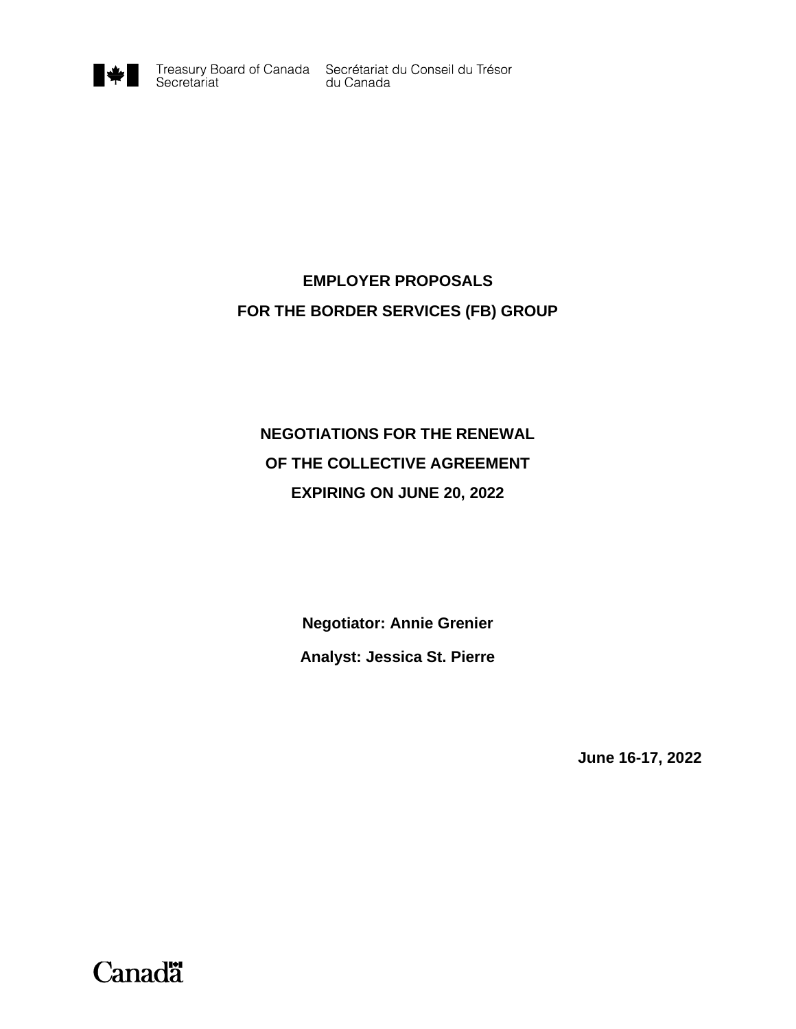Treasury Board of Canada Secretariat    Secrétariat du Conseil du Trésor du Canada

# EMPLOYER PROPOSALS
# FOR THE BORDER SERVICES (FB) GROUP

## NEGOTIATIONS FOR THE RENEWAL
## OF THE COLLECTIVE AGREEMENT
## EXPIRING ON JUNE 20, 2022

**Negotiator: Annie Grenier**

**Analyst: Jessica St. Pierre**

**June 16-17, 2022**

Canada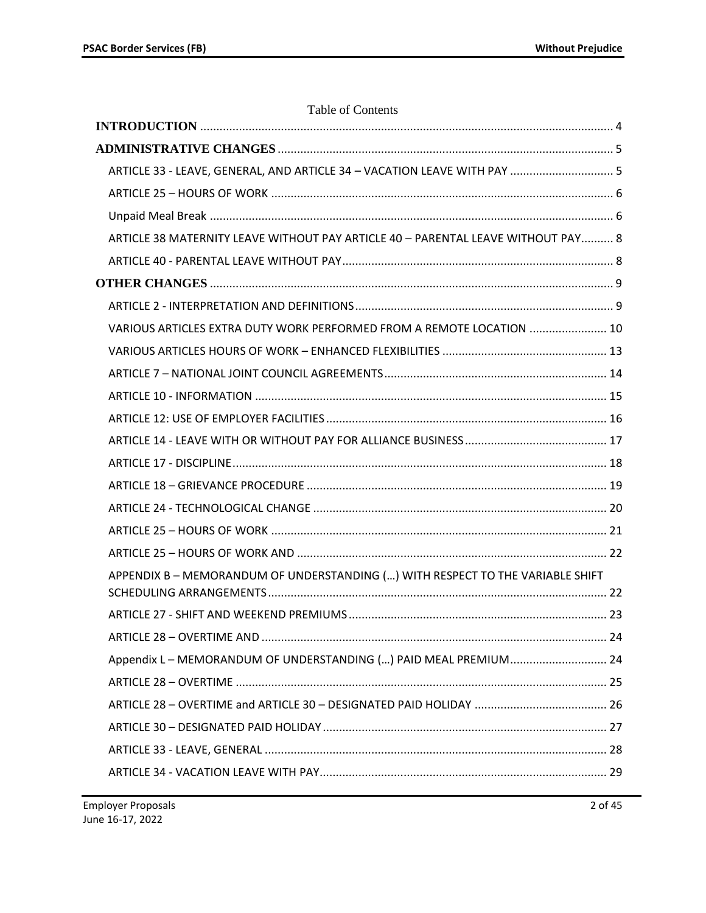Table of Contents

**INTRODUCTION** .......... 4

**ADMINISTRATIVE CHANGES** .......... 5

- ARTICLE 33 - LEAVE, GENERAL, AND ARTICLE 34 – VACATION LEAVE WITH PAY .......... 5
- ARTICLE 25 – HOURS OF WORK .......... 6
- Unpaid Meal Break .......... 6
- ARTICLE 38 MATERNITY LEAVE WITHOUT PAY ARTICLE 40 – PARENTAL LEAVE WITHOUT PAY .......... 8
- ARTICLE 40 - PARENTAL LEAVE WITHOUT PAY .......... 8

**OTHER CHANGES** .......... 9

- ARTICLE 2 - INTERPRETATION AND DEFINITIONS .......... 9
- VARIOUS ARTICLES EXTRA DUTY WORK PERFORMED FROM A REMOTE LOCATION .......... 10
- VARIOUS ARTICLES HOURS OF WORK – ENHANCED FLEXIBILITIES .......... 13
- ARTICLE 7 – NATIONAL JOINT COUNCIL AGREEMENTS .......... 14
- ARTICLE 10 - INFORMATION .......... 15
- ARTICLE 12: USE OF EMPLOYER FACILITIES .......... 16
- ARTICLE 14 - LEAVE WITH OR WITHOUT PAY FOR ALLIANCE BUSINESS .......... 17
- ARTICLE 17 - DISCIPLINE .......... 18
- ARTICLE 18 – GRIEVANCE PROCEDURE .......... 19
- ARTICLE 24 - TECHNOLOGICAL CHANGE .......... 20
- ARTICLE 25 – HOURS OF WORK .......... 21
- ARTICLE 25 – HOURS OF WORK AND .......... 22
- APPENDIX B – MEMORANDUM OF UNDERSTANDING (…) WITH RESPECT TO THE VARIABLE SHIFT SCHEDULING ARRANGEMENTS .......... 22
- ARTICLE 27 - SHIFT AND WEEKEND PREMIUMS .......... 23
- ARTICLE 28 – OVERTIME AND .......... 24
- Appendix L – MEMORANDUM OF UNDERSTANDING (…) PAID MEAL PREMIUM .......... 24
- ARTICLE 28 – OVERTIME .......... 25
- ARTICLE 28 – OVERTIME and ARTICLE 30 – DESIGNATED PAID HOLIDAY .......... 26
- ARTICLE 30 – DESIGNATED PAID HOLIDAY .......... 27
- ARTICLE 33 - LEAVE, GENERAL .......... 28
- ARTICLE 34 - VACATION LEAVE WITH PAY .......... 29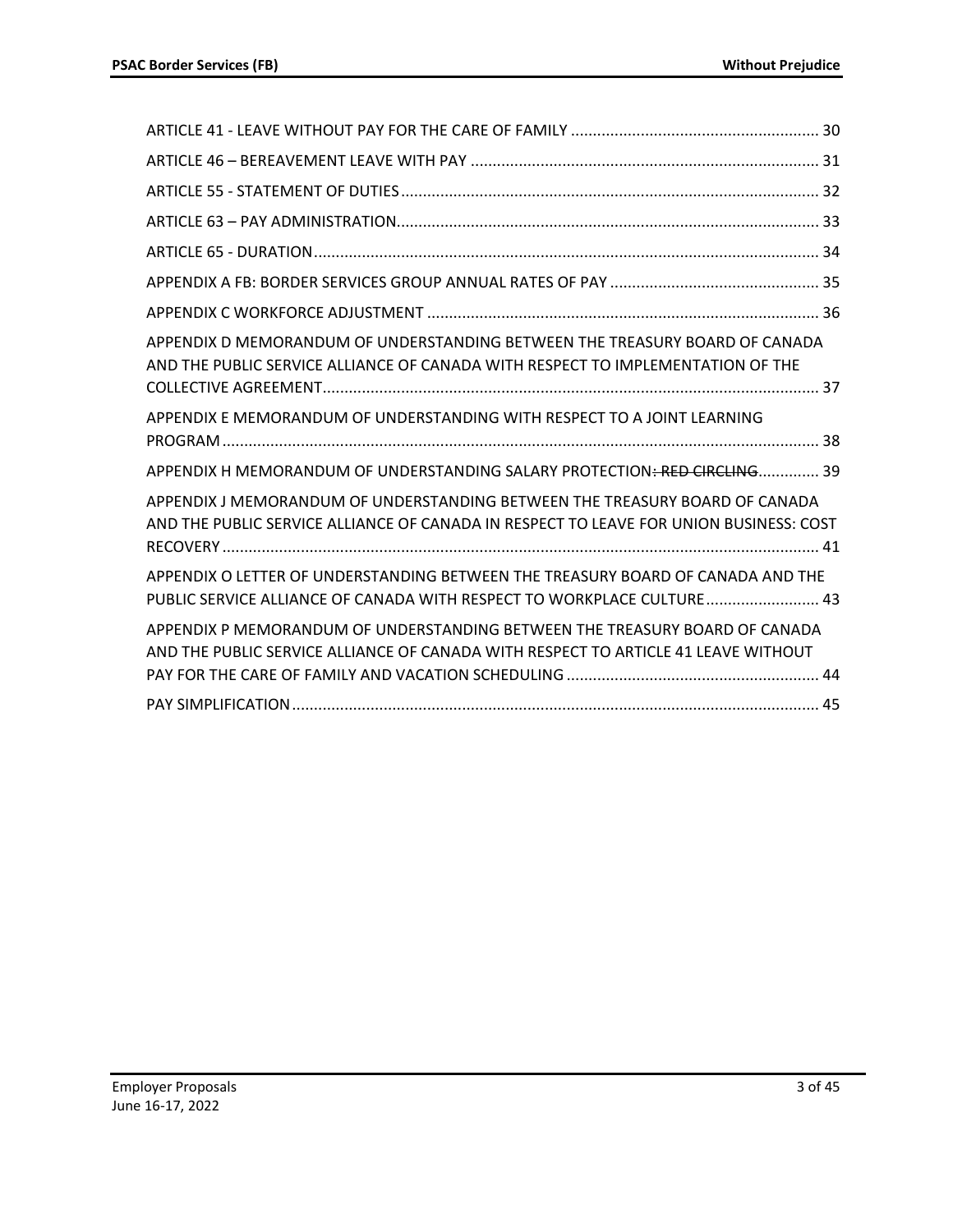ARTICLE 41 - LEAVE WITHOUT PAY FOR THE CARE OF FAMILY ........................................................ 30

ARTICLE 46 – BEREAVEMENT LEAVE WITH PAY ............................................................................. 31

ARTICLE 55 - STATEMENT OF DUTIES ............................................................................................. 32

ARTICLE 63 – PAY ADMINISTRATION .............................................................................................. 33

ARTICLE 65 - DURATION ................................................................................................................... 34

APPENDIX A FB: BORDER SERVICES GROUP ANNUAL RATES OF PAY ............................................... 35

APPENDIX C WORKFORCE ADJUSTMENT ......................................................................................... 36

APPENDIX D MEMORANDUM OF UNDERSTANDING BETWEEN THE TREASURY BOARD OF CANADA AND THE PUBLIC SERVICE ALLIANCE OF CANADA WITH RESPECT TO IMPLEMENTATION OF THE COLLECTIVE AGREEMENT ................................................................................................................ 37

APPENDIX E MEMORANDUM OF UNDERSTANDING WITH RESPECT TO A JOINT LEARNING PROGRAM ......................................................................................................................................... 38

APPENDIX H MEMORANDUM OF UNDERSTANDING SALARY PROTECTION~~: RED CIRCLING~~ ............. 39

APPENDIX J MEMORANDUM OF UNDERSTANDING BETWEEN THE TREASURY BOARD OF CANADA AND THE PUBLIC SERVICE ALLIANCE OF CANADA IN RESPECT TO LEAVE FOR UNION BUSINESS: COST RECOVERY ........................................................................................................................................ 41

APPENDIX O LETTER OF UNDERSTANDING BETWEEN THE TREASURY BOARD OF CANADA AND THE PUBLIC SERVICE ALLIANCE OF CANADA WITH RESPECT TO WORKPLACE CULTURE .......................... 43

APPENDIX P MEMORANDUM OF UNDERSTANDING BETWEEN THE TREASURY BOARD OF CANADA AND THE PUBLIC SERVICE ALLIANCE OF CANADA WITH RESPECT TO ARTICLE 41 LEAVE WITHOUT PAY FOR THE CARE OF FAMILY AND VACATION SCHEDULING .......................................................... 44

PAY SIMPLIFICATION ......................................................................................................................... 45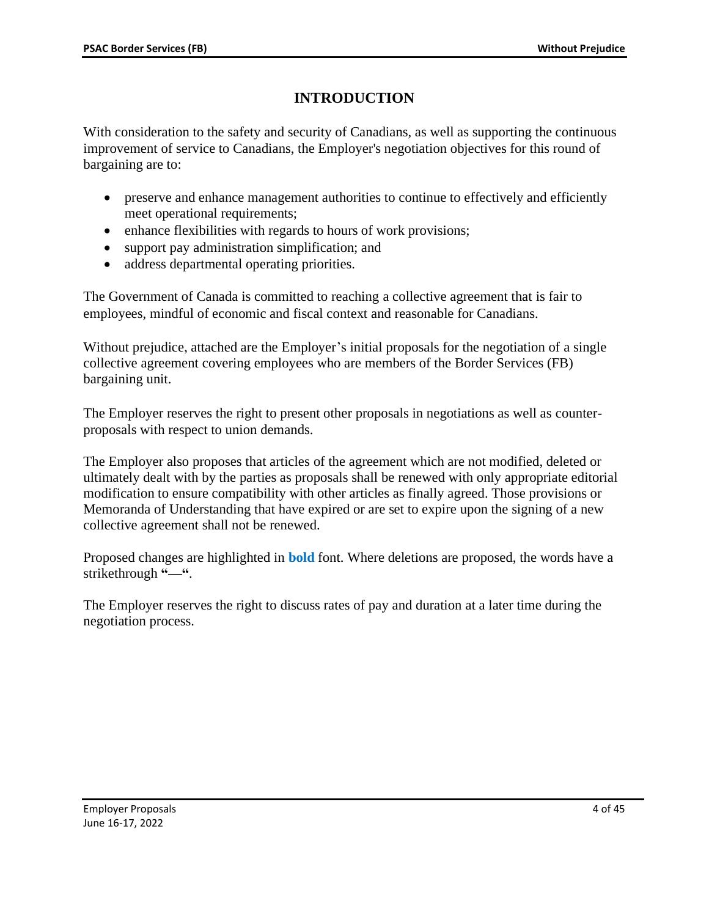# INTRODUCTION

With consideration to the safety and security of Canadians, as well as supporting the continuous improvement of service to Canadians, the Employer's negotiation objectives for this round of bargaining are to:

- preserve and enhance management authorities to continue to effectively and efficiently meet operational requirements;
- enhance flexibilities with regards to hours of work provisions;
- support pay administration simplification; and
- address departmental operating priorities.

The Government of Canada is committed to reaching a collective agreement that is fair to employees, mindful of economic and fiscal context and reasonable for Canadians.

Without prejudice, attached are the Employer's initial proposals for the negotiation of a single collective agreement covering employees who are members of the Border Services (FB) bargaining unit.

The Employer reserves the right to present other proposals in negotiations as well as counter-proposals with respect to union demands.

The Employer also proposes that articles of the agreement which are not modified, deleted or ultimately dealt with by the parties as proposals shall be renewed with only appropriate editorial modification to ensure compatibility with other articles as finally agreed. Those provisions or Memoranda of Understanding that have expired or are set to expire upon the signing of a new collective agreement shall not be renewed.

Proposed changes are highlighted in **bold** font. Where deletions are proposed, the words have a strikethrough **"—"**.

The Employer reserves the right to discuss rates of pay and duration at a later time during the negotiation process.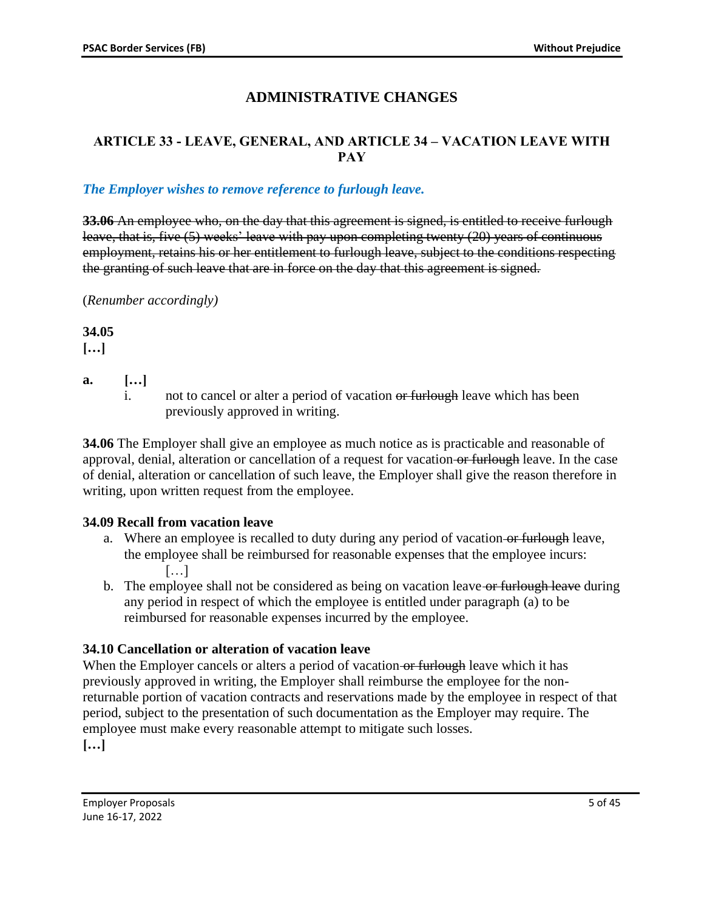# ADMINISTRATIVE CHANGES

## ARTICLE 33 - LEAVE, GENERAL, AND ARTICLE 34 – VACATION LEAVE WITH PAY

***The Employer wishes to remove reference to furlough leave.***

~~**33.06** An employee who, on the day that this agreement is signed, is entitled to receive furlough leave, that is, five (5) weeks' leave with pay upon completing twenty (20) years of continuous employment, retains his or her entitlement to furlough leave, subject to the conditions respecting the granting of such leave that are in force on the day that this agreement is signed.~~

(*Renumber accordingly)*

**34.05**
**[…]**

**a.** **[…]**

i. not to cancel or alter a period of vacation ~~or furlough~~ leave which has been previously approved in writing.

**34.06** The Employer shall give an employee as much notice as is practicable and reasonable of approval, denial, alteration or cancellation of a request for vacation ~~or furlough~~ leave. In the case of denial, alteration or cancellation of such leave, the Employer shall give the reason therefore in writing, upon written request from the employee.

**34.09 Recall from vacation leave**

a. Where an employee is recalled to duty during any period of vacation ~~or furlough~~ leave, the employee shall be reimbursed for reasonable expenses that the employee incurs:
   […]
b. The employee shall not be considered as being on vacation leave ~~or furlough leave~~ during any period in respect of which the employee is entitled under paragraph (a) to be reimbursed for reasonable expenses incurred by the employee.

**34.10 Cancellation or alteration of vacation leave**

When the Employer cancels or alters a period of vacation ~~or furlough~~ leave which it has previously approved in writing, the Employer shall reimburse the employee for the non-returnable portion of vacation contracts and reservations made by the employee in respect of that period, subject to the presentation of such documentation as the Employer may require. The employee must make every reasonable attempt to mitigate such losses.
**[…]**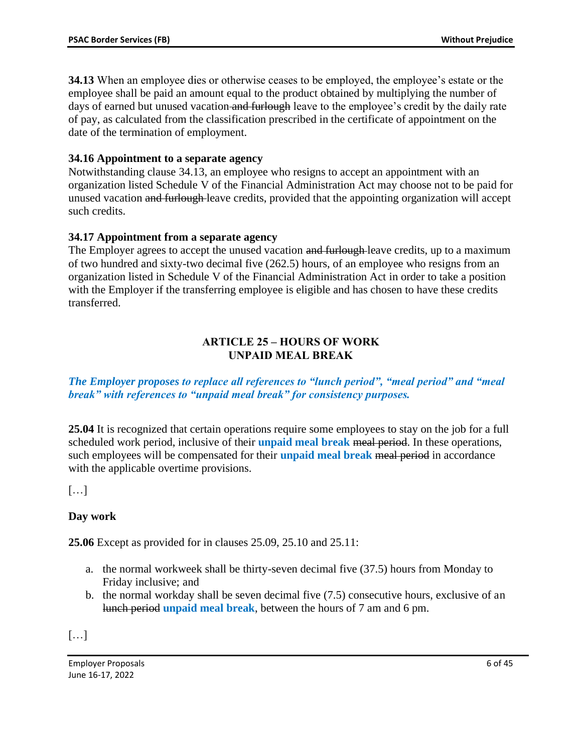**34.13** When an employee dies or otherwise ceases to be employed, the employee's estate or the employee shall be paid an amount equal to the product obtained by multiplying the number of days of earned but unused vacation ~~and furlough~~ leave to the employee's credit by the daily rate of pay, as calculated from the classification prescribed in the certificate of appointment on the date of the termination of employment.

**34.16 Appointment to a separate agency**

Notwithstanding clause 34.13, an employee who resigns to accept an appointment with an organization listed Schedule V of the Financial Administration Act may choose not to be paid for unused vacation ~~and furlough~~ leave credits, provided that the appointing organization will accept such credits.

**34.17 Appointment from a separate agency**

The Employer agrees to accept the unused vacation ~~and furlough~~ leave credits, up to a maximum of two hundred and sixty-two decimal five (262.5) hours, of an employee who resigns from an organization listed in Schedule V of the Financial Administration Act in order to take a position with the Employer if the transferring employee is eligible and has chosen to have these credits transferred.

## ARTICLE 25 – HOURS OF WORK
## UNPAID MEAL BREAK

***The Employer proposes to replace all references to "lunch period", "meal period" and "meal break" with references to "unpaid meal break" for consistency purposes.***

**25.04** It is recognized that certain operations require some employees to stay on the job for a full scheduled work period, inclusive of their **unpaid meal break** ~~meal period~~. In these operations, such employees will be compensated for their **unpaid meal break** ~~meal period~~ in accordance with the applicable overtime provisions.

[…]

**Day work**

**25.06** Except as provided for in clauses 25.09, 25.10 and 25.11:

a. the normal workweek shall be thirty-seven decimal five (37.5) hours from Monday to Friday inclusive; and
b. the normal workday shall be seven decimal five (7.5) consecutive hours, exclusive of an ~~lunch period~~ **unpaid meal break**, between the hours of 7 am and 6 pm.

[…]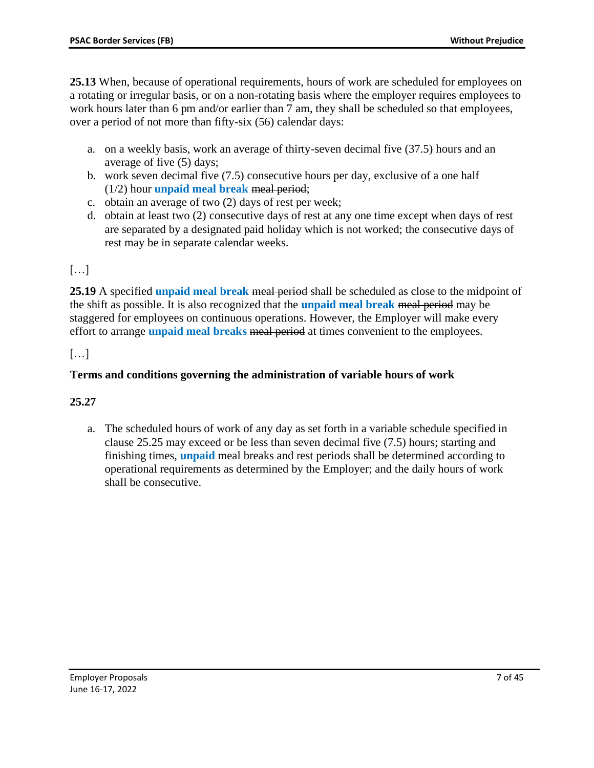**25.13** When, because of operational requirements, hours of work are scheduled for employees on a rotating or irregular basis, or on a non-rotating basis where the employer requires employees to work hours later than 6 pm and/or earlier than 7 am, they shall be scheduled so that employees, over a period of not more than fifty-six (56) calendar days:

a. on a weekly basis, work an average of thirty-seven decimal five (37.5) hours and an average of five (5) days;
b. work seven decimal five (7.5) consecutive hours per day, exclusive of a one half (1/2) hour **unpaid meal break** ~~meal period~~;
c. obtain an average of two (2) days of rest per week;
d. obtain at least two (2) consecutive days of rest at any one time except when days of rest are separated by a designated paid holiday which is not worked; the consecutive days of rest may be in separate calendar weeks.

[…]

**25.19** A specified **unpaid meal break** ~~meal period~~ shall be scheduled as close to the midpoint of the shift as possible. It is also recognized that the **unpaid meal break** ~~meal period~~ may be staggered for employees on continuous operations. However, the Employer will make every effort to arrange **unpaid meal breaks** ~~meal period~~ at times convenient to the employees.

[…]

**Terms and conditions governing the administration of variable hours of work**

**25.27**

a. The scheduled hours of work of any day as set forth in a variable schedule specified in clause 25.25 may exceed or be less than seven decimal five (7.5) hours; starting and finishing times, **unpaid** meal breaks and rest periods shall be determined according to operational requirements as determined by the Employer; and the daily hours of work shall be consecutive.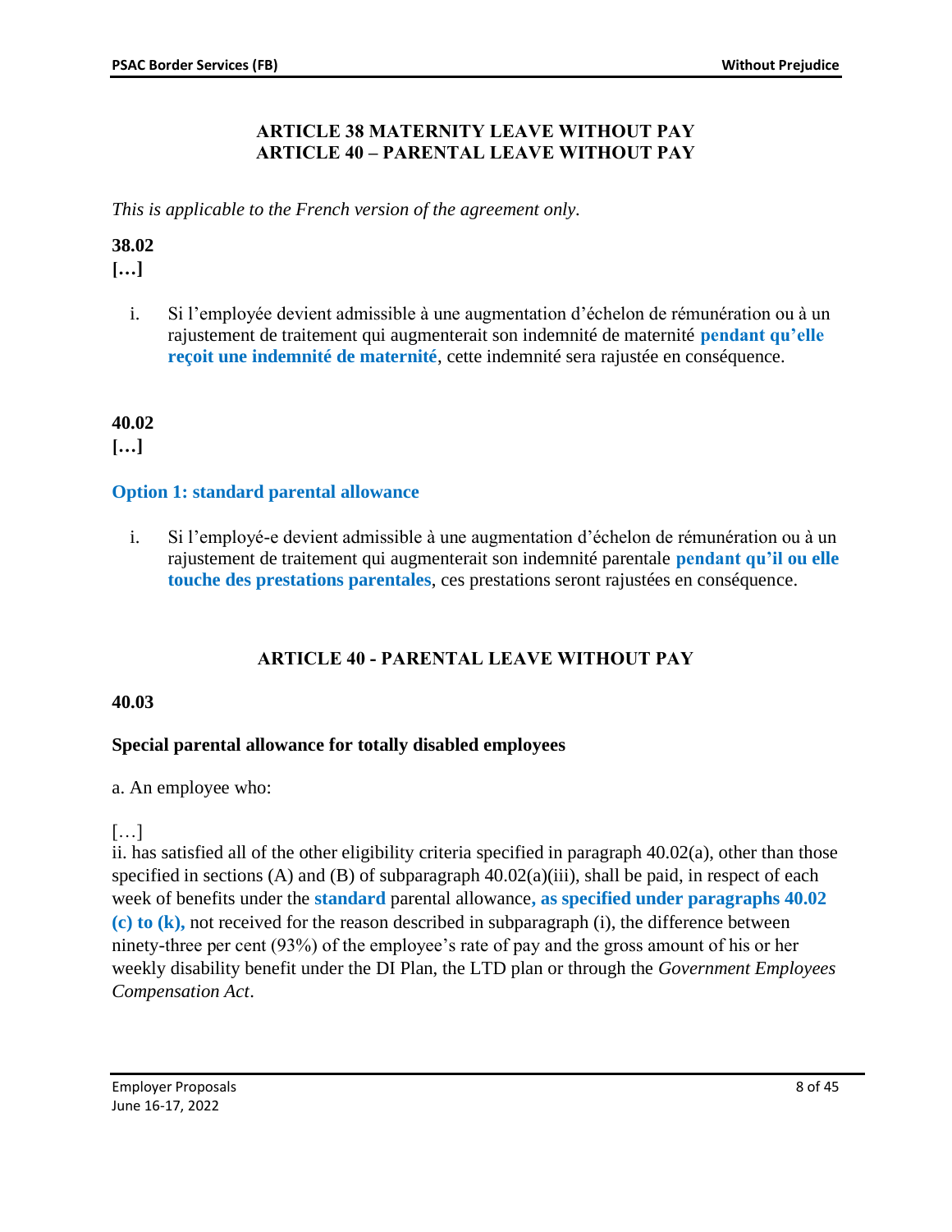## ARTICLE 38 MATERNITY LEAVE WITHOUT PAY
## ARTICLE 40 – PARENTAL LEAVE WITHOUT PAY

*This is applicable to the French version of the agreement only.*

**38.02**

**[…]**

i. Si l'employée devient admissible à une augmentation d'échelon de rémunération ou à un rajustement de traitement qui augmenterait son indemnité de maternité **pendant qu'elle reçoit une indemnité de maternité**, cette indemnité sera rajustée en conséquence.

**40.02**

**[…]**

**Option 1: standard parental allowance**

i. Si l'employé-e devient admissible à une augmentation d'échelon de rémunération ou à un rajustement de traitement qui augmenterait son indemnité parentale **pendant qu'il ou elle touche des prestations parentales**, ces prestations seront rajustées en conséquence.

## ARTICLE 40 - PARENTAL LEAVE WITHOUT PAY

**40.03**

**Special parental allowance for totally disabled employees**

a. An employee who:

[…]

ii. has satisfied all of the other eligibility criteria specified in paragraph 40.02(a), other than those specified in sections (A) and (B) of subparagraph 40.02(a)(iii), shall be paid, in respect of each week of benefits under the **standard** parental allowance**, as specified under paragraphs 40.02 (c) to (k),** not received for the reason described in subparagraph (i), the difference between ninety-three per cent (93%) of the employee's rate of pay and the gross amount of his or her weekly disability benefit under the DI Plan, the LTD plan or through the *Government Employees Compensation Act*.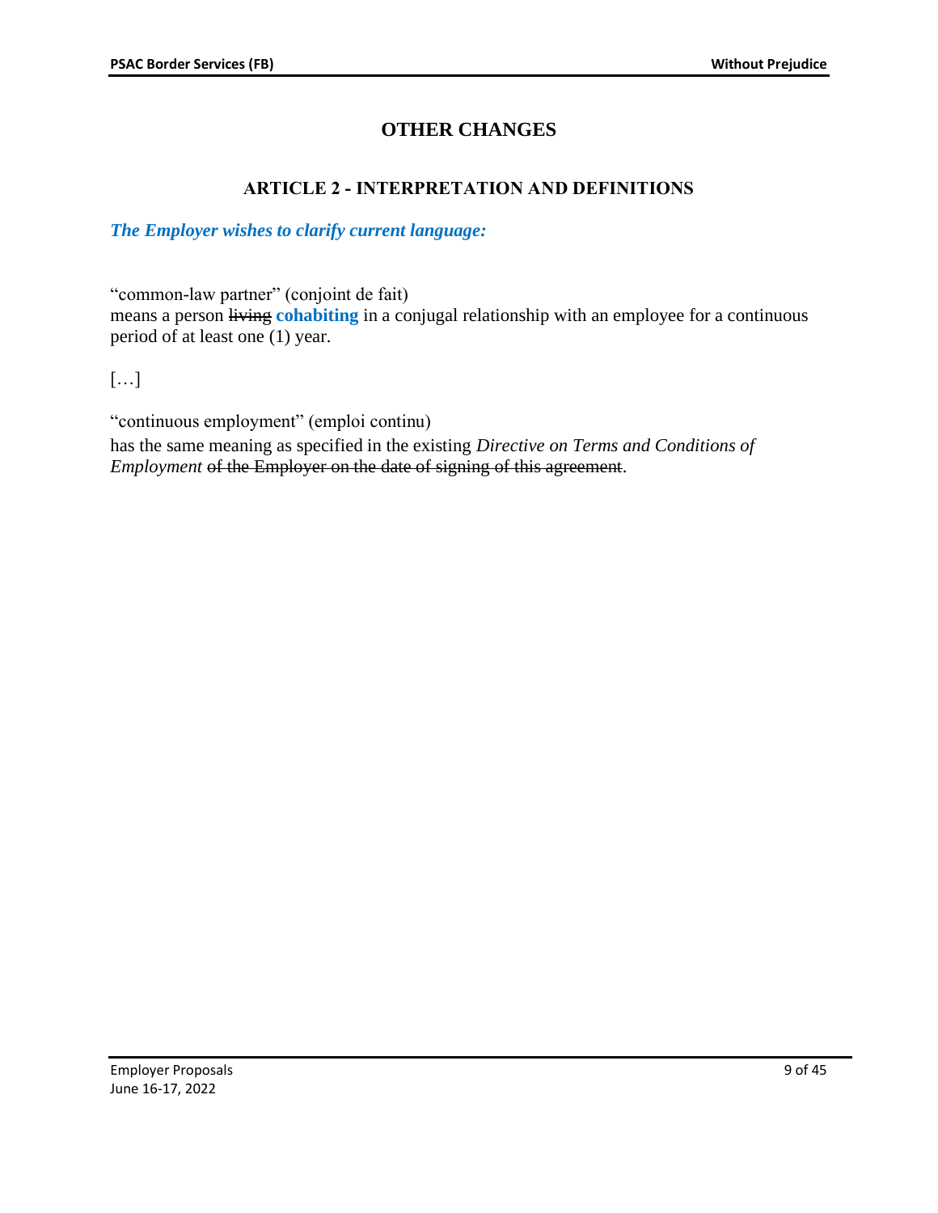# OTHER CHANGES

## ARTICLE 2 - INTERPRETATION AND DEFINITIONS

***The Employer wishes to clarify current language:***

"common-law partner" (conjoint de fait)
means a person ~~living~~ **cohabiting** in a conjugal relationship with an employee for a continuous period of at least one (1) year.

[…]

"continuous employment" (emploi continu)
has the same meaning as specified in the existing *Directive on Terms and Conditions of Employment* ~~of the Employer on the date of signing of this agreement~~.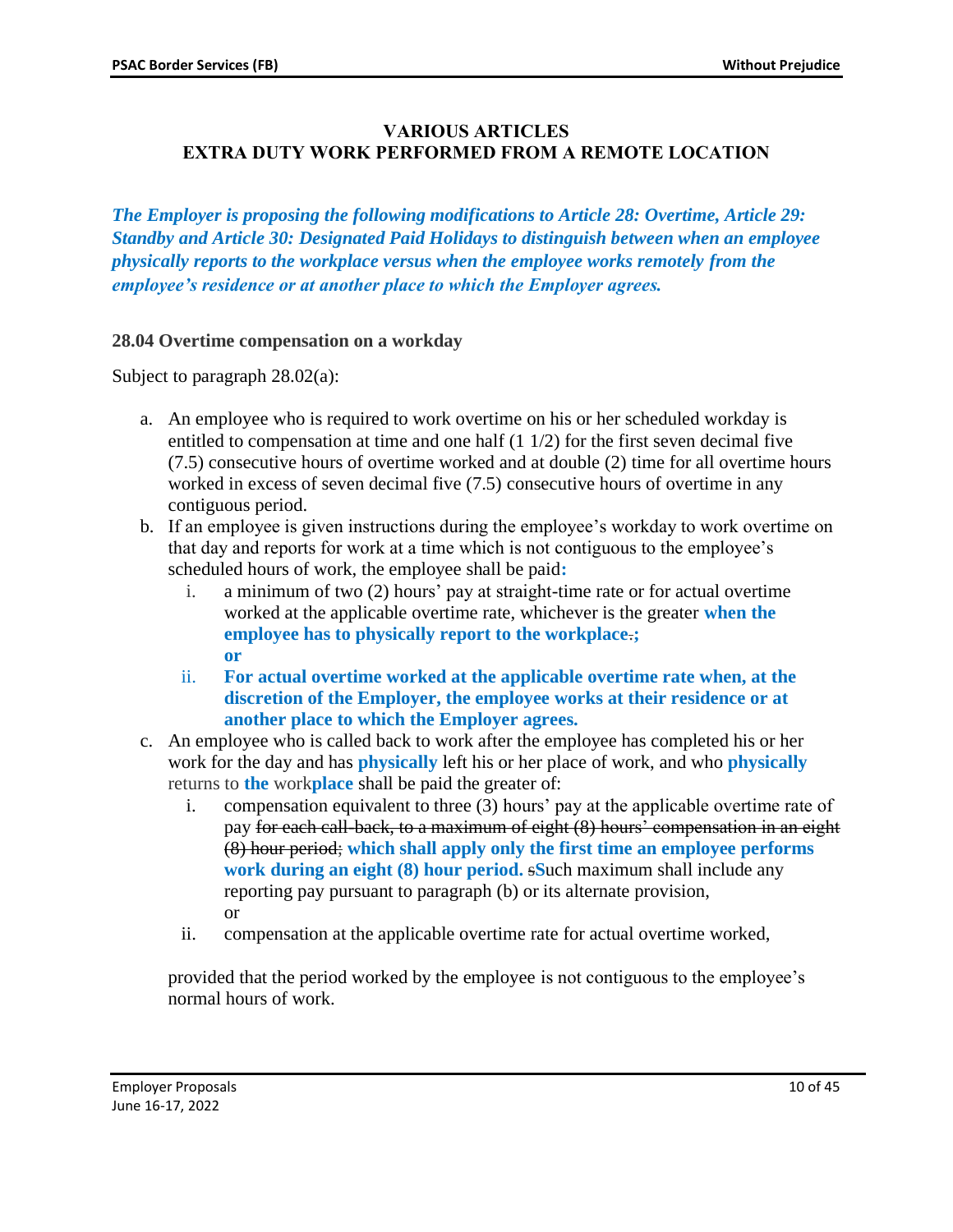## VARIOUS ARTICLES
## EXTRA DUTY WORK PERFORMED FROM A REMOTE LOCATION

***The Employer is proposing the following modifications to Article 28: Overtime, Article 29: Standby and Article 30: Designated Paid Holidays to distinguish between when an employee physically reports to the workplace versus when the employee works remotely from the employee's residence or at another place to which the Employer agrees.***

### 28.04 Overtime compensation on a workday

Subject to paragraph 28.02(a):

a. An employee who is required to work overtime on his or her scheduled workday is entitled to compensation at time and one half (1 1/2) for the first seven decimal five (7.5) consecutive hours of overtime worked and at double (2) time for all overtime hours worked in excess of seven decimal five (7.5) consecutive hours of overtime in any contiguous period.
b. If an employee is given instructions during the employee's workday to work overtime on that day and reports for work at a time which is not contiguous to the employee's scheduled hours of work, the employee shall be paid**:**
    i. a minimum of two (2) hours' pay at straight-time rate or for actual overtime worked at the applicable overtime rate, whichever is the greater **when the employee has to physically report to the workplace**~~.~~**;** **or**
    ii. **For actual overtime worked at the applicable overtime rate when, at the discretion of the Employer, the employee works at their residence or at another place to which the Employer agrees.**
c. An employee who is called back to work after the employee has completed his or her work for the day and has **physically** left his or her place of work, and who **physically** returns to **the** work**place** shall be paid the greater of:
    i. compensation equivalent to three (3) hours' pay at the applicable overtime rate of pay ~~for each call-back, to a maximum of eight (8) hours' compensation in an eight (8) hour period;~~ **which shall apply only the first time an employee performs work during an eight (8) hour period.** ~~s~~**S**uch maximum shall include any reporting pay pursuant to paragraph (b) or its alternate provision,
    or
    ii. compensation at the applicable overtime rate for actual overtime worked,

    provided that the period worked by the employee is not contiguous to the employee's normal hours of work.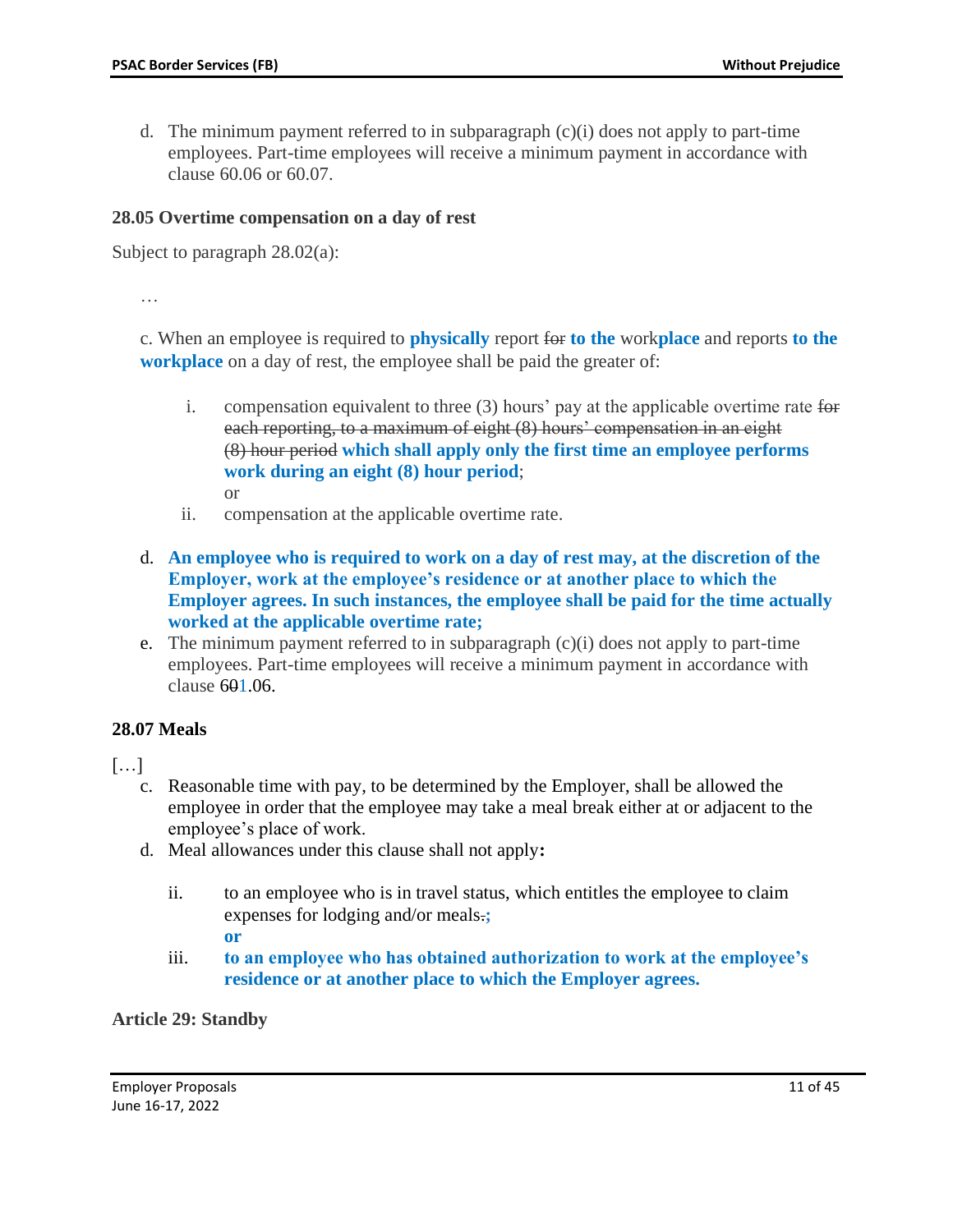d. The minimum payment referred to in subparagraph (c)(i) does not apply to part-time employees. Part-time employees will receive a minimum payment in accordance with clause 60.06 or 60.07.

**28.05 Overtime compensation on a day of rest**

Subject to paragraph 28.02(a):

…

c. When an employee is required to **physically** report ~~for~~ **to the** work**place** and reports **to the workplace** on a day of rest, the employee shall be paid the greater of:

i. compensation equivalent to three (3) hours' pay at the applicable overtime rate ~~for each reporting, to a maximum of eight (8) hours' compensation in an eight (8) hour period~~ **which shall apply only the first time an employee performs work during an eight (8) hour period**;

or

ii. compensation at the applicable overtime rate.

d. **An employee who is required to work on a day of rest may, at the discretion of the Employer, work at the employee's residence or at another place to which the Employer agrees. In such instances, the employee shall be paid for the time actually worked at the applicable overtime rate;**

e. The minimum payment referred to in subparagraph (c)(i) does not apply to part-time employees. Part-time employees will receive a minimum payment in accordance with clause 6~~0~~1.06.

**28.07 Meals**

[…]

c. Reasonable time with pay, to be determined by the Employer, shall be allowed the employee in order that the employee may take a meal break either at or adjacent to the employee's place of work.

d. Meal allowances under this clause shall not apply**:**

ii. to an employee who is in travel status, which entitles the employee to claim expenses for lodging and/or meals~~.~~**;**

**or**

iii. **to an employee who has obtained authorization to work at the employee's residence or at another place to which the Employer agrees.**

**Article 29: Standby**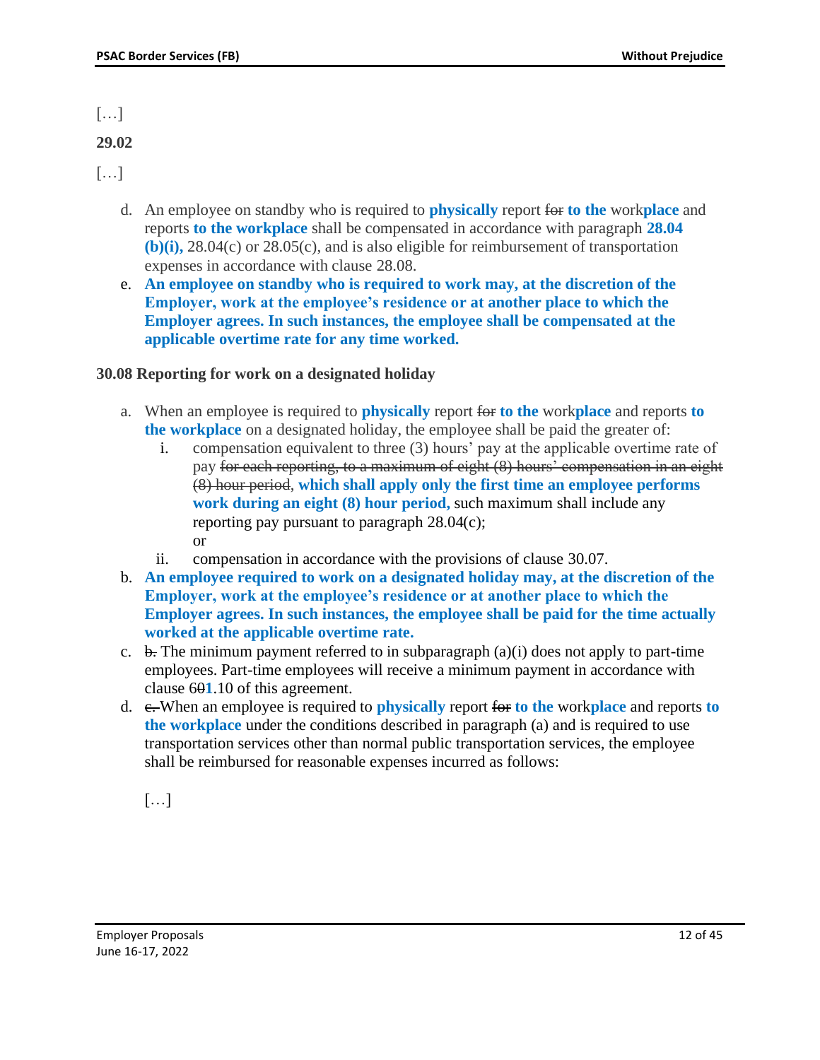[…]

**29.02**

[…]

d. An employee on standby who is required to **physically** report ~~for~~ **to the** work**place** and reports **to the workplace** shall be compensated in accordance with paragraph **28.04 (b)(i),** 28.04(c) or 28.05(c), and is also eligible for reimbursement of transportation expenses in accordance with clause 28.08.

e. **An employee on standby who is required to work may, at the discretion of the Employer, work at the employee's residence or at another place to which the Employer agrees. In such instances, the employee shall be compensated at the applicable overtime rate for any time worked.**

**30.08 Reporting for work on a designated holiday**

a. When an employee is required to **physically** report ~~for~~ **to the** work**place** and reports **to the workplace** on a designated holiday, the employee shall be paid the greater of:
   i. compensation equivalent to three (3) hours' pay at the applicable overtime rate of pay ~~for each reporting, to a maximum of eight (8) hours' compensation in an eight (8) hour period~~, **which shall apply only the first time an employee performs work during an eight (8) hour period,** such maximum shall include any reporting pay pursuant to paragraph 28.04(c);
   or
   ii. compensation in accordance with the provisions of clause 30.07.

b. **An employee required to work on a designated holiday may, at the discretion of the Employer, work at the employee's residence or at another place to which the Employer agrees. In such instances, the employee shall be paid for the time actually worked at the applicable overtime rate.**

c. ~~b.~~ The minimum payment referred to in subparagraph (a)(i) does not apply to part-time employees. Part-time employees will receive a minimum payment in accordance with clause 6~~0~~**1**.10 of this agreement.

d. ~~c.~~ When an employee is required to **physically** report ~~for~~ **to the** work**place** and reports **to the workplace** under the conditions described in paragraph (a) and is required to use transportation services other than normal public transportation services, the employee shall be reimbursed for reasonable expenses incurred as follows:

   […]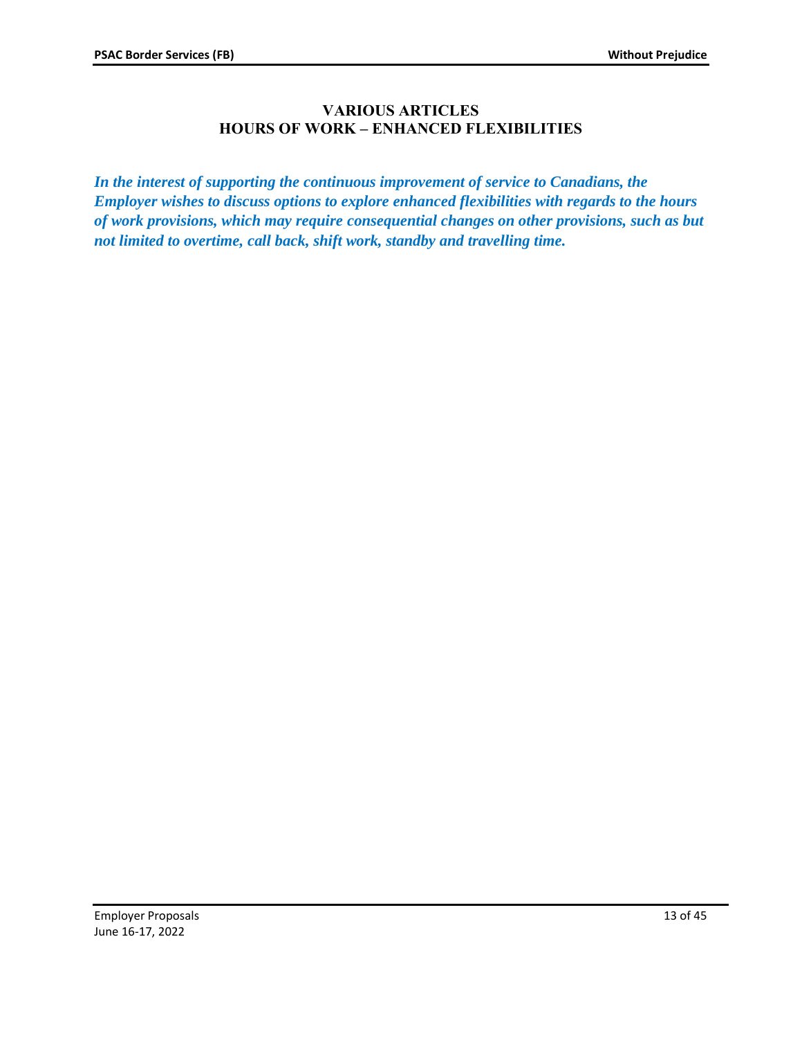# VARIOUS ARTICLES
# HOURS OF WORK – ENHANCED FLEXIBILITIES

***In the interest of supporting the continuous improvement of service to Canadians, the Employer wishes to discuss options to explore enhanced flexibilities with regards to the hours of work provisions, which may require consequential changes on other provisions, such as but not limited to overtime, call back, shift work, standby and travelling time.***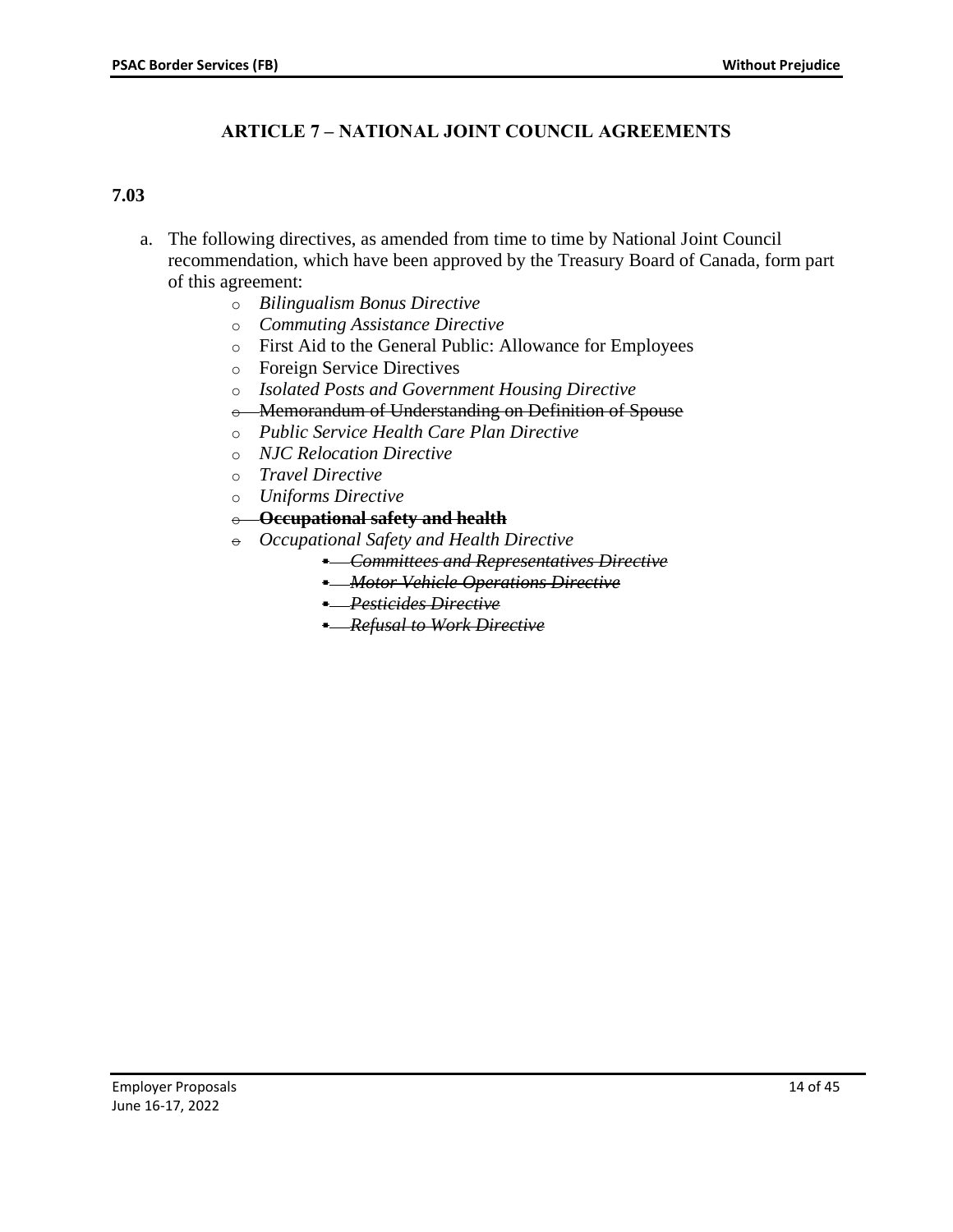## ARTICLE 7 – NATIONAL JOINT COUNCIL AGREEMENTS

**7.03**

a. The following directives, as amended from time to time by National Joint Council recommendation, which have been approved by the Treasury Board of Canada, form part of this agreement:

   - *Bilingualism Bonus Directive*
   - *Commuting Assistance Directive*
   - First Aid to the General Public: Allowance for Employees
   - Foreign Service Directives
   - *Isolated Posts and Government Housing Directive*
   - ~~Memorandum of Understanding on Definition of Spouse~~
   - *Public Service Health Care Plan Directive*
   - *NJC Relocation Directive*
   - *Travel Directive*
   - *Uniforms Directive*
   - ~~**Occupational safety and health**~~
   - *Occupational Safety and Health Directive*
     - ~~*Committees and Representatives Directive*~~
     - ~~*Motor Vehicle Operations Directive*~~
     - ~~*Pesticides Directive*~~
     - ~~*Refusal to Work Directive*~~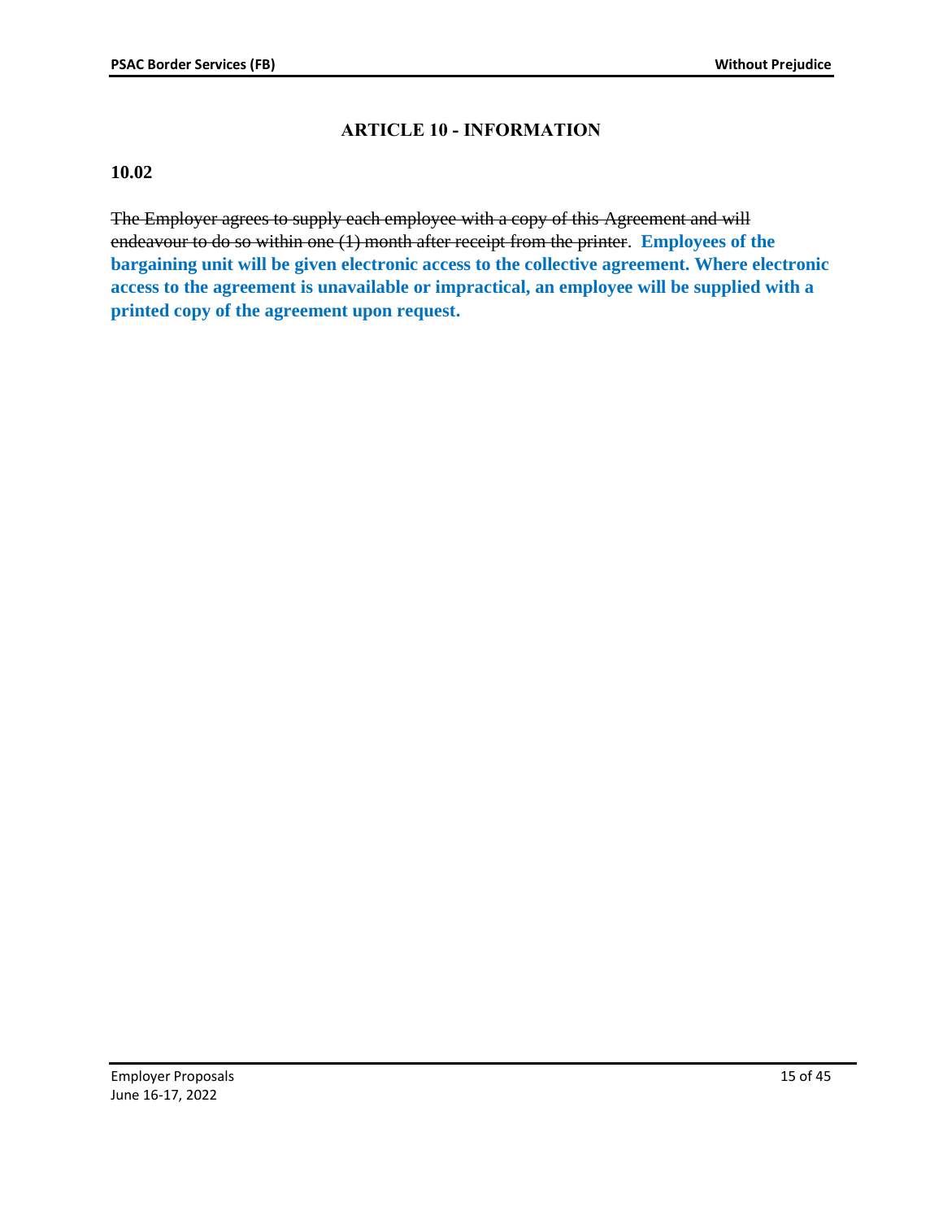# ARTICLE 10 - INFORMATION

**10.02**

~~The Employer agrees to supply each employee with a copy of this Agreement and will endeavour to do so within one (1) month after receipt from the printer~~. **Employees of the bargaining unit will be given electronic access to the collective agreement. Where electronic access to the agreement is unavailable or impractical, an employee will be supplied with a printed copy of the agreement upon request.**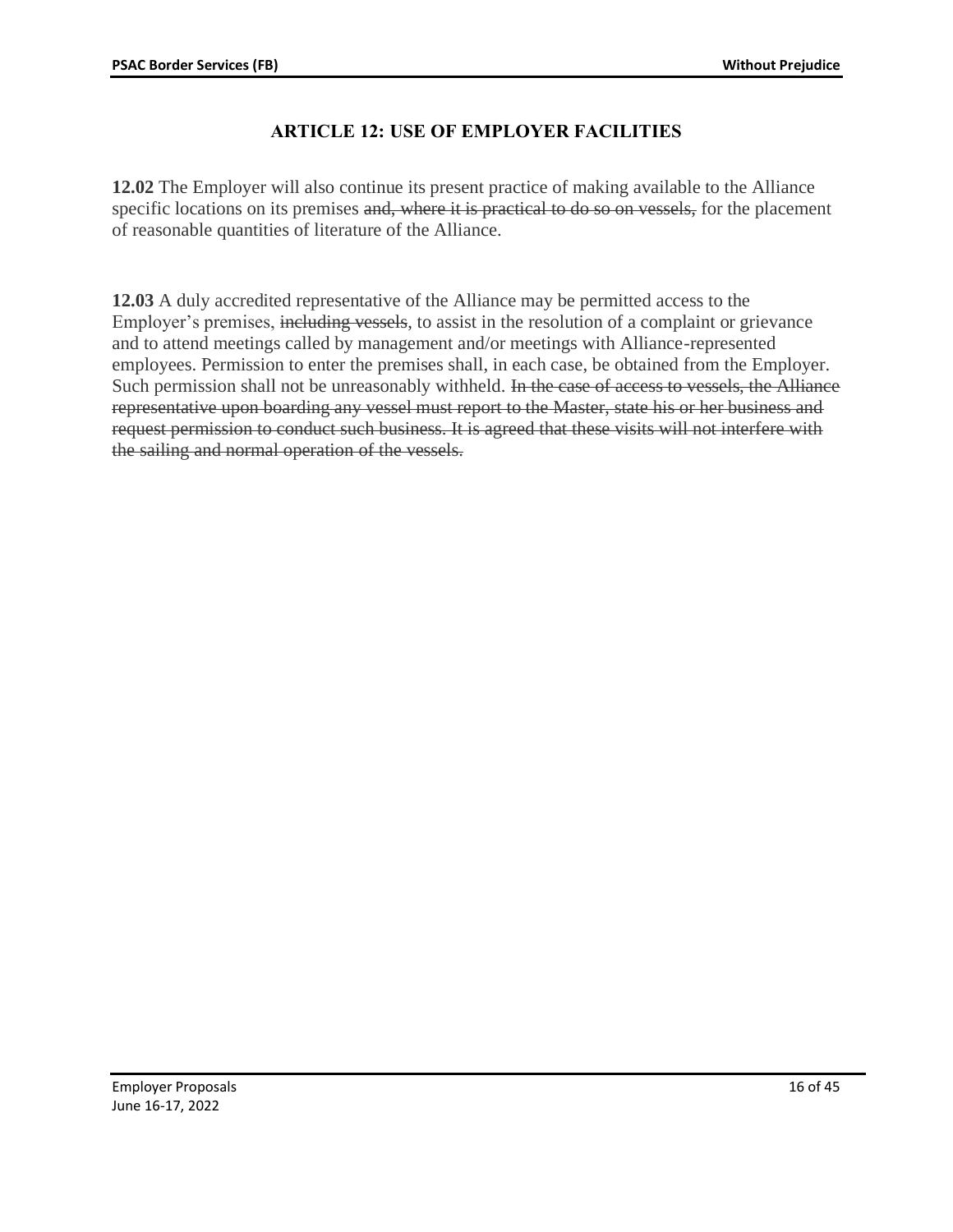## ARTICLE 12: USE OF EMPLOYER FACILITIES

**12.02** The Employer will also continue its present practice of making available to the Alliance specific locations on its premises ~~and, where it is practical to do so on vessels,~~ for the placement of reasonable quantities of literature of the Alliance.

**12.03** A duly accredited representative of the Alliance may be permitted access to the Employer's premises, ~~including vessels~~, to assist in the resolution of a complaint or grievance and to attend meetings called by management and/or meetings with Alliance-represented employees. Permission to enter the premises shall, in each case, be obtained from the Employer. Such permission shall not be unreasonably withheld. ~~In the case of access to vessels, the Alliance representative upon boarding any vessel must report to the Master, state his or her business and request permission to conduct such business. It is agreed that these visits will not interfere with the sailing and normal operation of the vessels.~~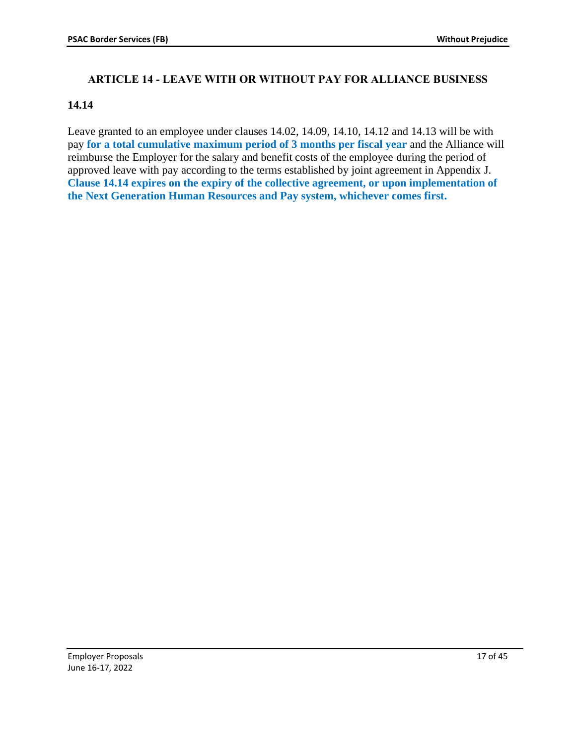## ARTICLE 14 - LEAVE WITH OR WITHOUT PAY FOR ALLIANCE BUSINESS

### 14.14

Leave granted to an employee under clauses 14.02, 14.09, 14.10, 14.12 and 14.13 will be with pay **for a total cumulative maximum period of 3 months per fiscal year** and the Alliance will reimburse the Employer for the salary and benefit costs of the employee during the period of approved leave with pay according to the terms established by joint agreement in Appendix J. **Clause 14.14 expires on the expiry of the collective agreement, or upon implementation of the Next Generation Human Resources and Pay system, whichever comes first.**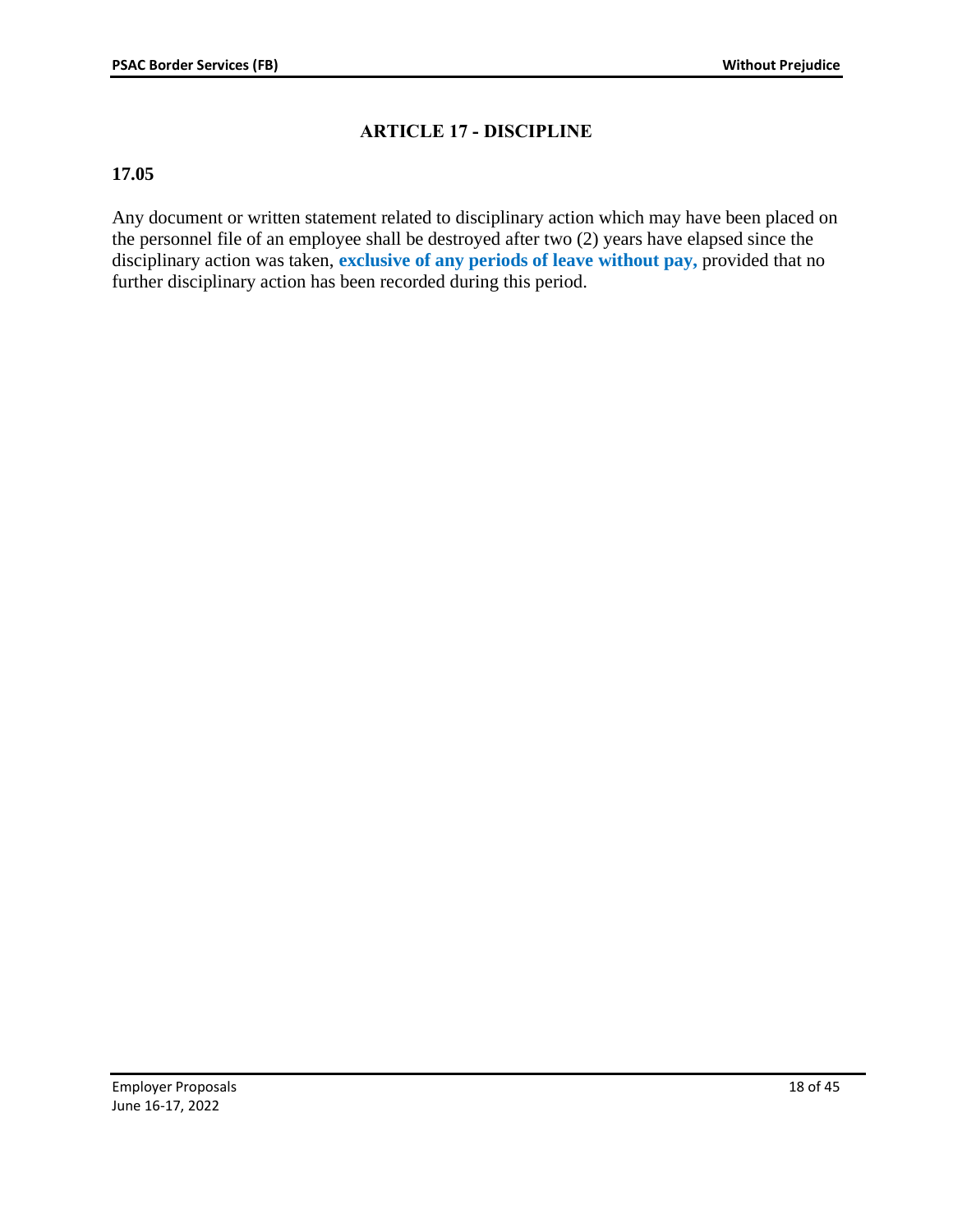## ARTICLE 17 - DISCIPLINE

**17.05**

Any document or written statement related to disciplinary action which may have been placed on the personnel file of an employee shall be destroyed after two (2) years have elapsed since the disciplinary action was taken, **exclusive of any periods of leave without pay,** provided that no further disciplinary action has been recorded during this period.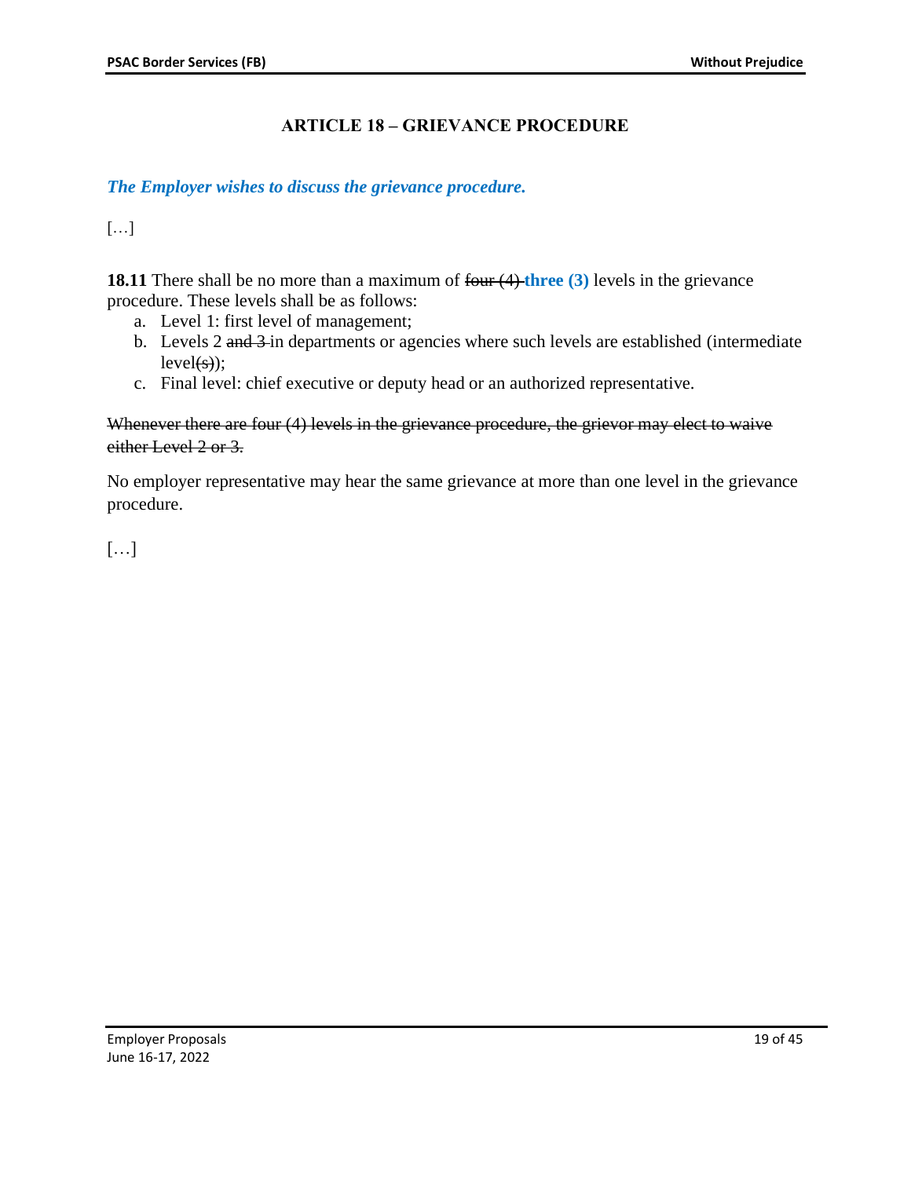# ARTICLE 18 – GRIEVANCE PROCEDURE

***The Employer wishes to discuss the grievance procedure.***

[…]

**18.11** There shall be no more than a maximum of ~~four (4)~~ **three (3)** levels in the grievance procedure. These levels shall be as follows:

a. Level 1: first level of management;
b. Levels 2 ~~and 3~~ in departments or agencies where such levels are established (intermediate level~~(s)~~);
c. Final level: chief executive or deputy head or an authorized representative.

~~Whenever there are four (4) levels in the grievance procedure, the grievor may elect to waive either Level 2 or 3.~~

No employer representative may hear the same grievance at more than one level in the grievance procedure.

[…]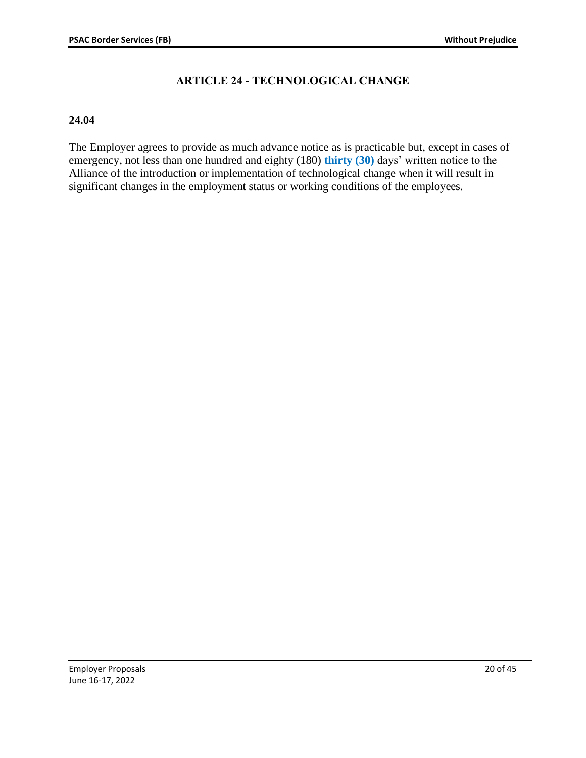## ARTICLE 24 - TECHNOLOGICAL CHANGE

**24.04**

The Employer agrees to provide as much advance notice as is practicable but, except in cases of emergency, not less than ~~one hundred and eighty (180)~~ **thirty (30)** days' written notice to the Alliance of the introduction or implementation of technological change when it will result in significant changes in the employment status or working conditions of the employees.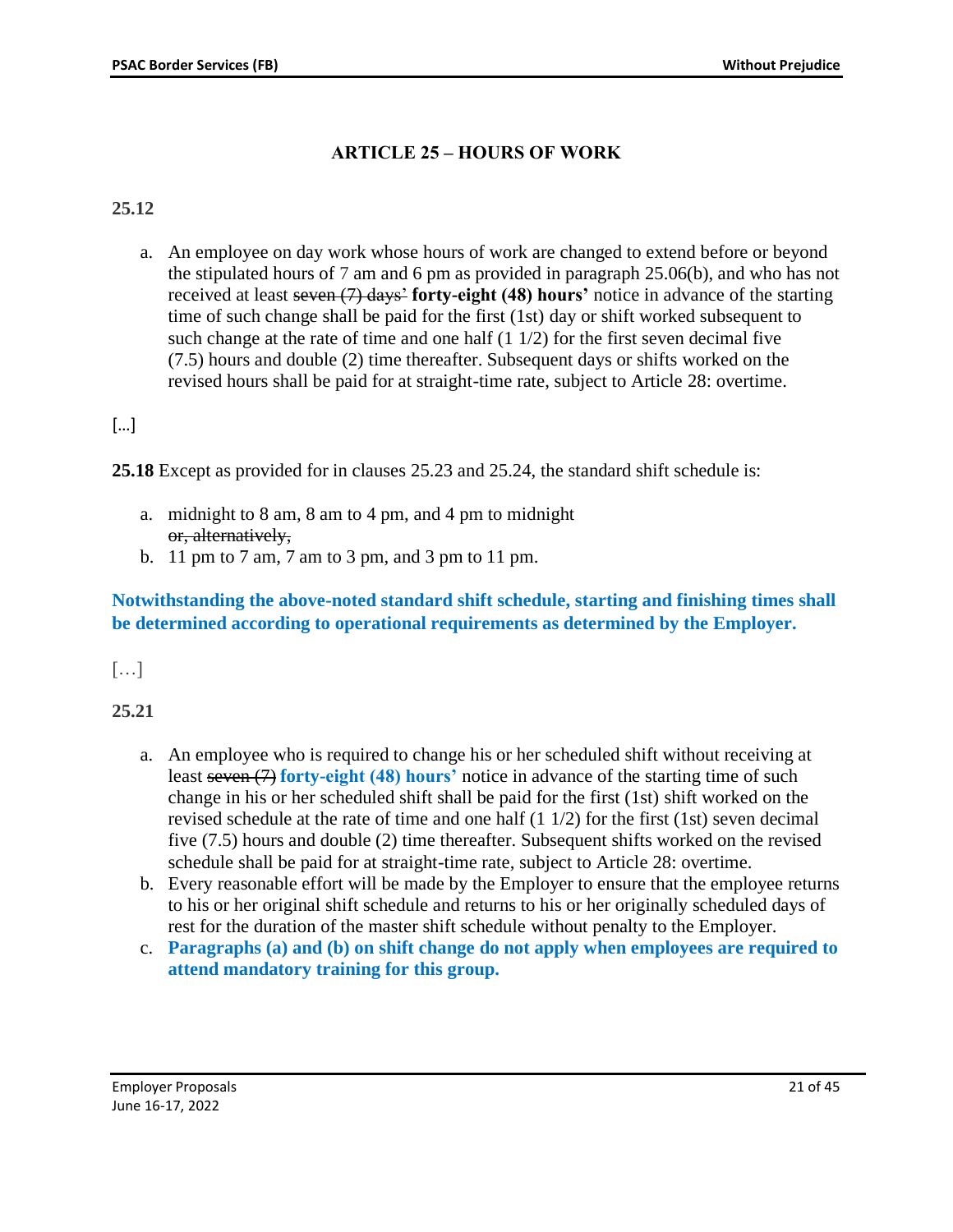## ARTICLE 25 – HOURS OF WORK

**25.12**

a. An employee on day work whose hours of work are changed to extend before or beyond the stipulated hours of 7 am and 6 pm as provided in paragraph 25.06(b), and who has not received at least ~~seven (7) days'~~ **forty-eight (48) hours'** notice in advance of the starting time of such change shall be paid for the first (1st) day or shift worked subsequent to such change at the rate of time and one half (1 1/2) for the first seven decimal five (7.5) hours and double (2) time thereafter. Subsequent days or shifts worked on the revised hours shall be paid for at straight-time rate, subject to Article 28: overtime.

[...]

**25.18** Except as provided for in clauses 25.23 and 25.24, the standard shift schedule is:

a. midnight to 8 am, 8 am to 4 pm, and 4 pm to midnight ~~or, alternatively,~~
b. 11 pm to 7 am, 7 am to 3 pm, and 3 pm to 11 pm.

**Notwithstanding the above-noted standard shift schedule, starting and finishing times shall be determined according to operational requirements as determined by the Employer.**

[…]

**25.21**

a. An employee who is required to change his or her scheduled shift without receiving at least ~~seven (7)~~ **forty-eight (48) hours'** notice in advance of the starting time of such change in his or her scheduled shift shall be paid for the first (1st) shift worked on the revised schedule at the rate of time and one half (1 1/2) for the first (1st) seven decimal five (7.5) hours and double (2) time thereafter. Subsequent shifts worked on the revised schedule shall be paid for at straight-time rate, subject to Article 28: overtime.
b. Every reasonable effort will be made by the Employer to ensure that the employee returns to his or her original shift schedule and returns to his or her originally scheduled days of rest for the duration of the master shift schedule without penalty to the Employer.
c. **Paragraphs (a) and (b) on shift change do not apply when employees are required to attend mandatory training for this group.**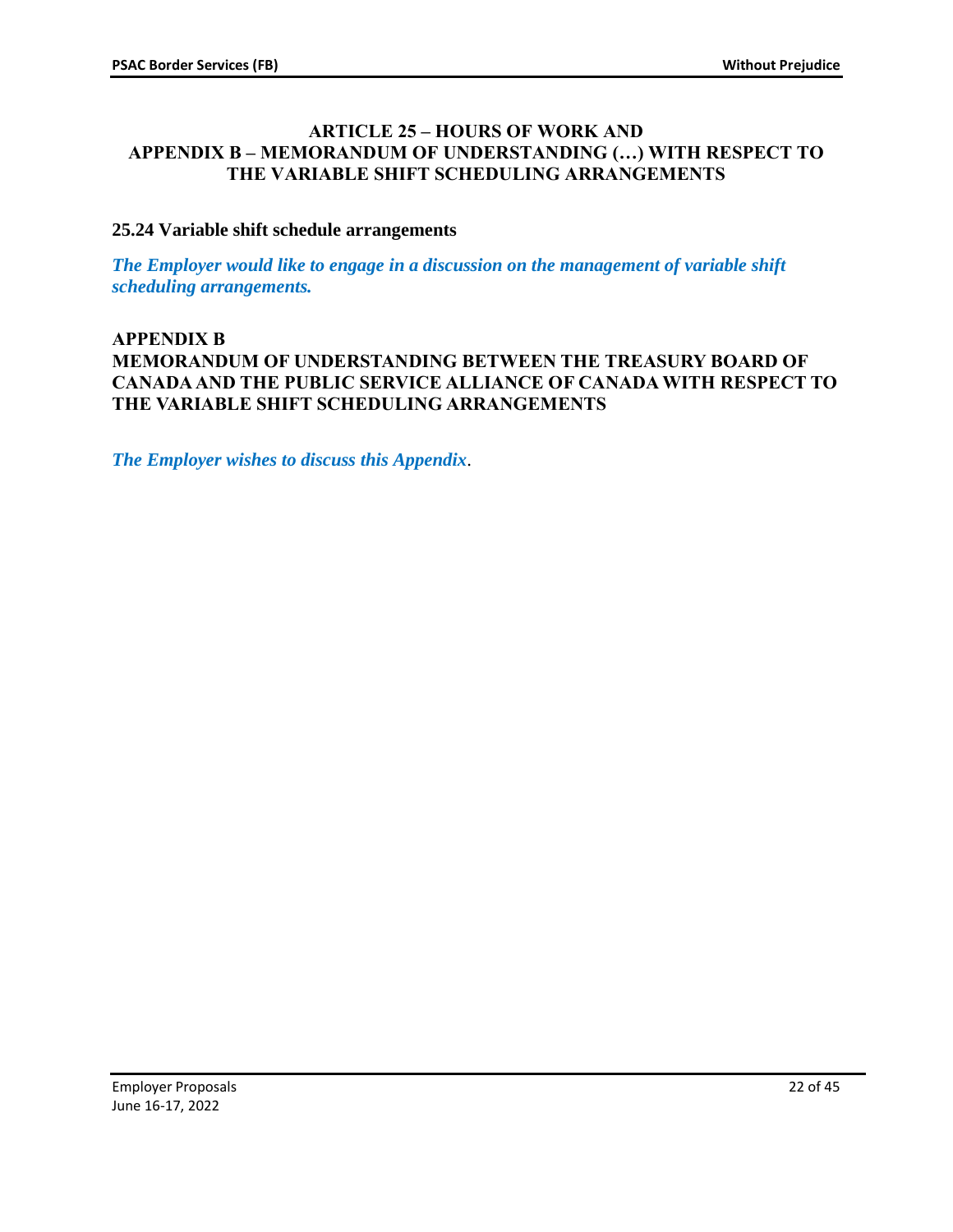## ARTICLE 25 – HOURS OF WORK AND APPENDIX B – MEMORANDUM OF UNDERSTANDING (…) WITH RESPECT TO THE VARIABLE SHIFT SCHEDULING ARRANGEMENTS

### 25.24 Variable shift schedule arrangements

***The Employer would like to engage in a discussion on the management of variable shift scheduling arrangements.***

### APPENDIX B
### MEMORANDUM OF UNDERSTANDING BETWEEN THE TREASURY BOARD OF CANADA AND THE PUBLIC SERVICE ALLIANCE OF CANADA WITH RESPECT TO THE VARIABLE SHIFT SCHEDULING ARRANGEMENTS

***The Employer wishes to discuss this Appendix***.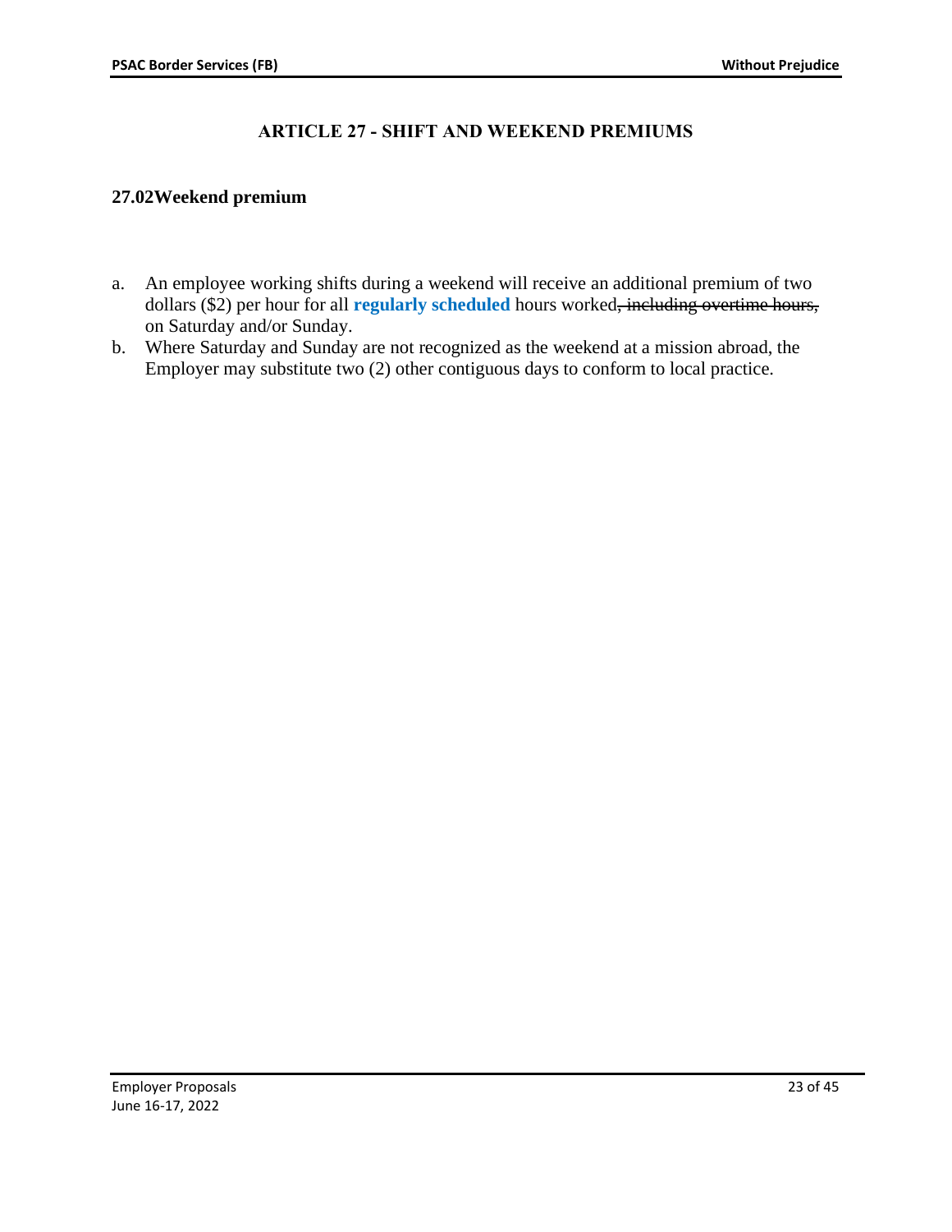# ARTICLE 27 - SHIFT AND WEEKEND PREMIUMS

## 27.02 Weekend premium

a. An employee working shifts during a weekend will receive an additional premium of two dollars ($2) per hour for all **regularly scheduled** hours worked~~, including overtime hours,~~ on Saturday and/or Sunday.

b. Where Saturday and Sunday are not recognized as the weekend at a mission abroad, the Employer may substitute two (2) other contiguous days to conform to local practice.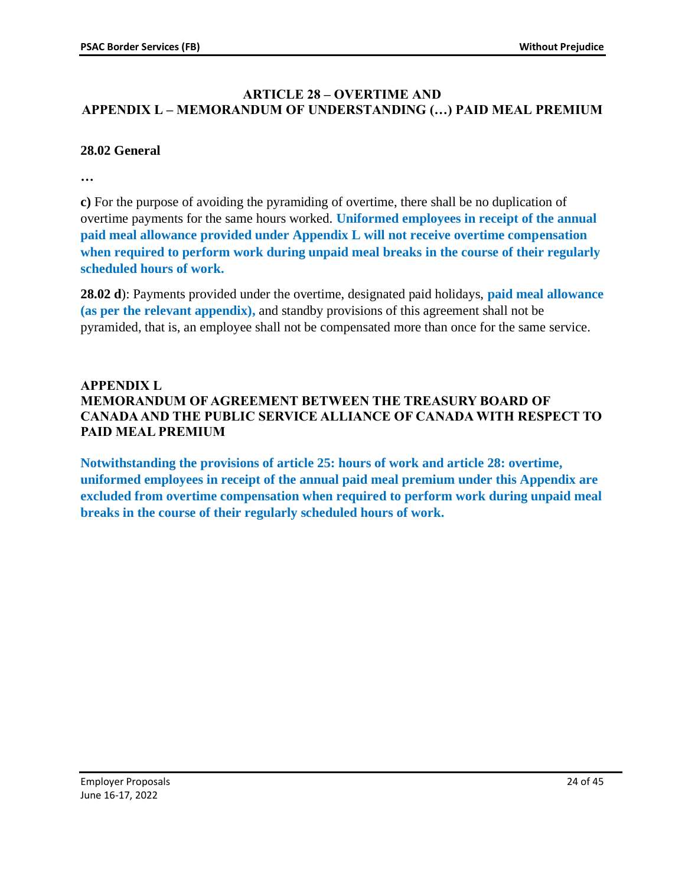## ARTICLE 28 – OVERTIME AND APPENDIX L – MEMORANDUM OF UNDERSTANDING (…) PAID MEAL PREMIUM

### 28.02 General

**…**

**c)** For the purpose of avoiding the pyramiding of overtime, there shall be no duplication of overtime payments for the same hours worked. **Uniformed employees in receipt of the annual paid meal allowance provided under Appendix L will not receive overtime compensation when required to perform work during unpaid meal breaks in the course of their regularly scheduled hours of work.**

**28.02 d**): Payments provided under the overtime, designated paid holidays, **paid meal allowance (as per the relevant appendix),** and standby provisions of this agreement shall not be pyramided, that is, an employee shall not be compensated more than once for the same service.

### APPENDIX L
### MEMORANDUM OF AGREEMENT BETWEEN THE TREASURY BOARD OF CANADA AND THE PUBLIC SERVICE ALLIANCE OF CANADA WITH RESPECT TO PAID MEAL PREMIUM

**Notwithstanding the provisions of article 25: hours of work and article 28: overtime, uniformed employees in receipt of the annual paid meal premium under this Appendix are excluded from overtime compensation when required to perform work during unpaid meal breaks in the course of their regularly scheduled hours of work.**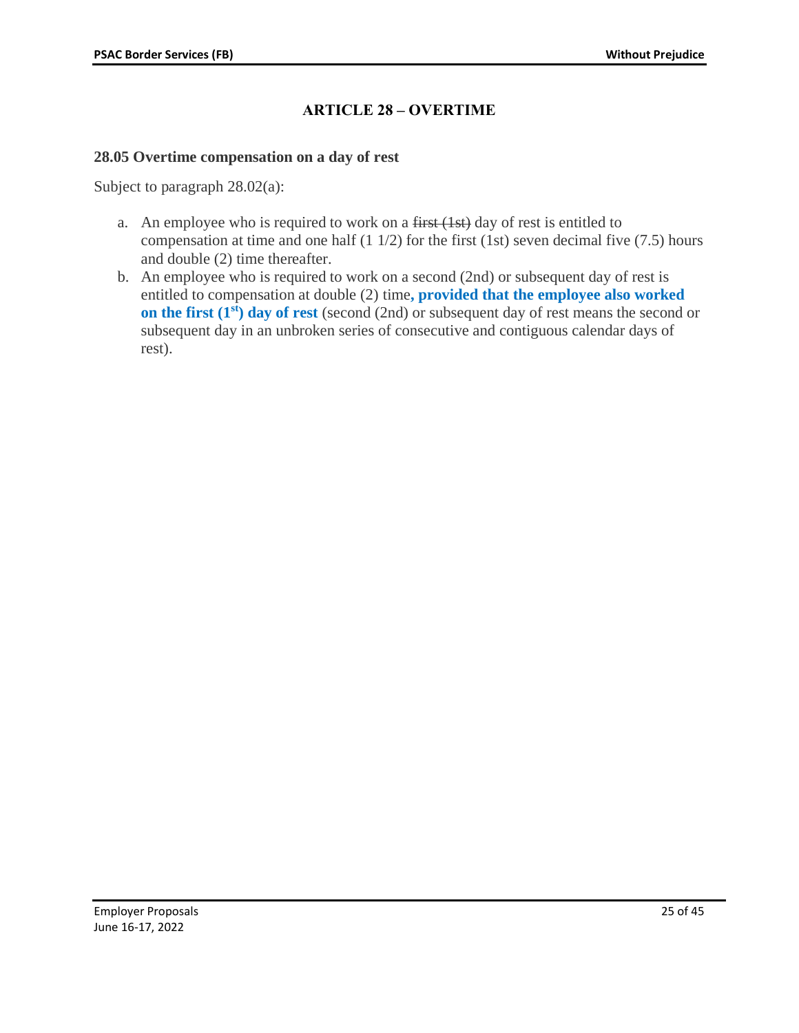## ARTICLE 28 – OVERTIME

### 28.05 Overtime compensation on a day of rest

Subject to paragraph 28.02(a):

a. An employee who is required to work on a ~~first (1st)~~ day of rest is entitled to compensation at time and one half (1 1/2) for the first (1st) seven decimal five (7.5) hours and double (2) time thereafter.
b. An employee who is required to work on a second (2nd) or subsequent day of rest is entitled to compensation at double (2) time**, provided that the employee also worked on the first (1st) day of rest** (second (2nd) or subsequent day of rest means the second or subsequent day in an unbroken series of consecutive and contiguous calendar days of rest).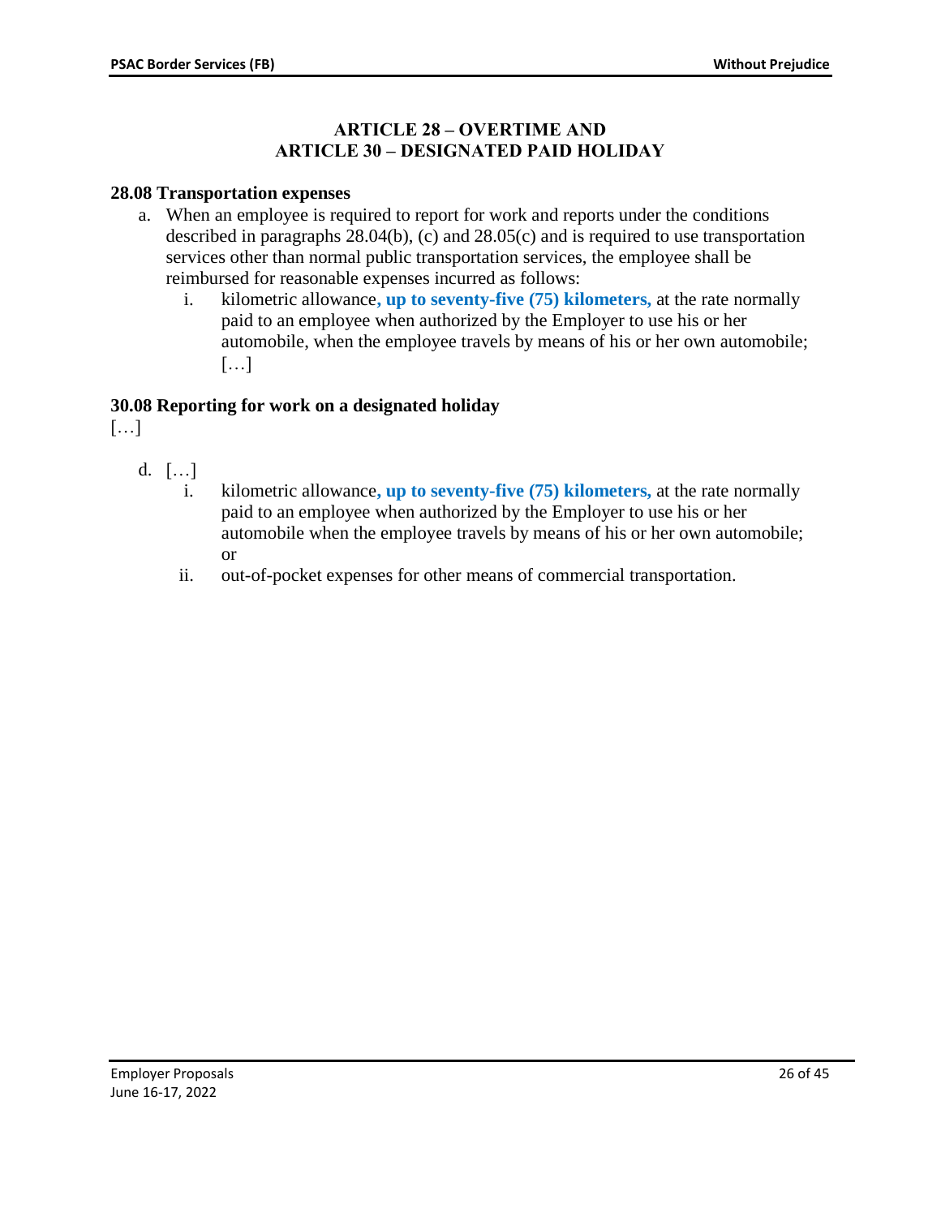## ARTICLE 28 – OVERTIME AND ARTICLE 30 – DESIGNATED PAID HOLIDAY

### 28.08 Transportation expenses

a. When an employee is required to report for work and reports under the conditions described in paragraphs 28.04(b), (c) and 28.05(c) and is required to use transportation services other than normal public transportation services, the employee shall be reimbursed for reasonable expenses incurred as follows:

   i. kilometric allowance**, up to seventy-five (75) kilometers,** at the rate normally paid to an employee when authorized by the Employer to use his or her automobile, when the employee travels by means of his or her own automobile;
   […]

### 30.08 Reporting for work on a designated holiday

[…]

d. […]

   i. kilometric allowance**, up to seventy-five (75) kilometers,** at the rate normally paid to an employee when authorized by the Employer to use his or her automobile when the employee travels by means of his or her own automobile; or

   ii. out-of-pocket expenses for other means of commercial transportation.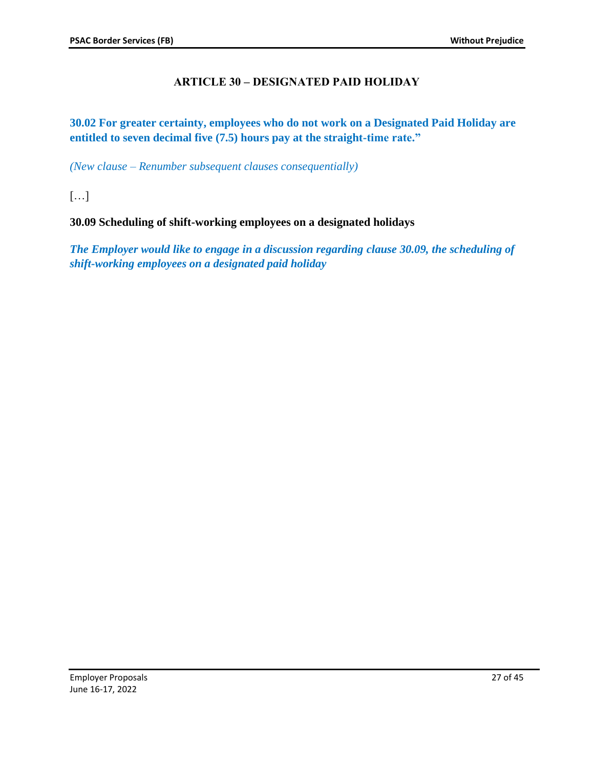## ARTICLE 30 – DESIGNATED PAID HOLIDAY

**30.02 For greater certainty, employees who do not work on a Designated Paid Holiday are entitled to seven decimal five (7.5) hours pay at the straight-time rate."**

*(New clause – Renumber subsequent clauses consequentially)*

[…]

**30.09 Scheduling of shift-working employees on a designated holidays**

***The Employer would like to engage in a discussion regarding clause 30.09, the scheduling of shift-working employees on a designated paid holiday***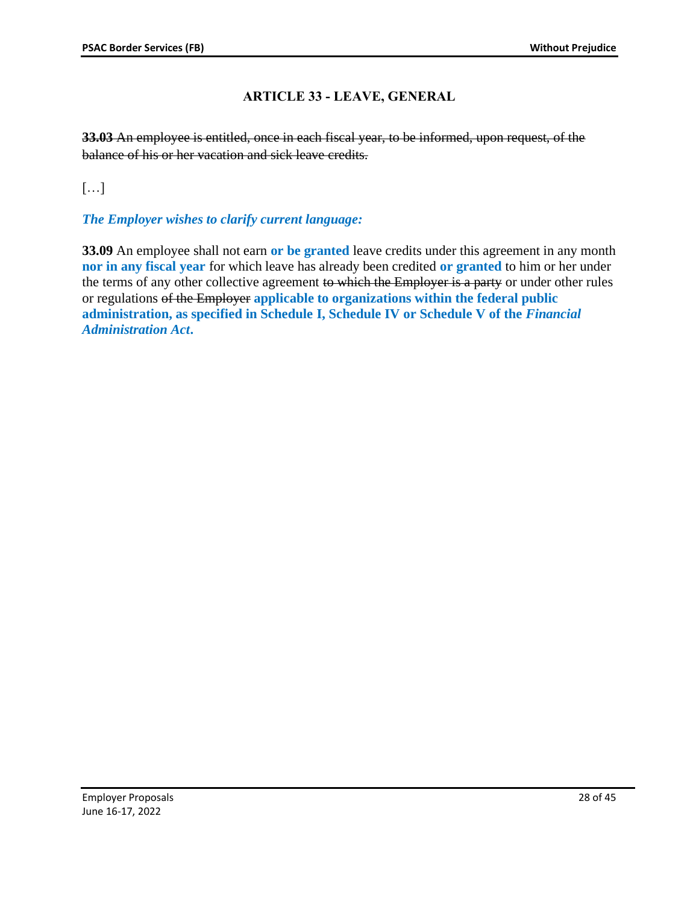# ARTICLE 33 - LEAVE, GENERAL

~~**33.03** An employee is entitled, once in each fiscal year, to be informed, upon request, of the balance of his or her vacation and sick leave credits.~~

[…]

***The Employer wishes to clarify current language:***

**33.09** An employee shall not earn **or be granted** leave credits under this agreement in any month **nor in any fiscal year** for which leave has already been credited **or granted** to him or her under the terms of any other collective agreement ~~to which the Employer is a party~~ or under other rules or regulations ~~of the Employer~~ **applicable to organizations within the federal public administration, as specified in Schedule I, Schedule IV or Schedule V of the *Financial Administration Act*.**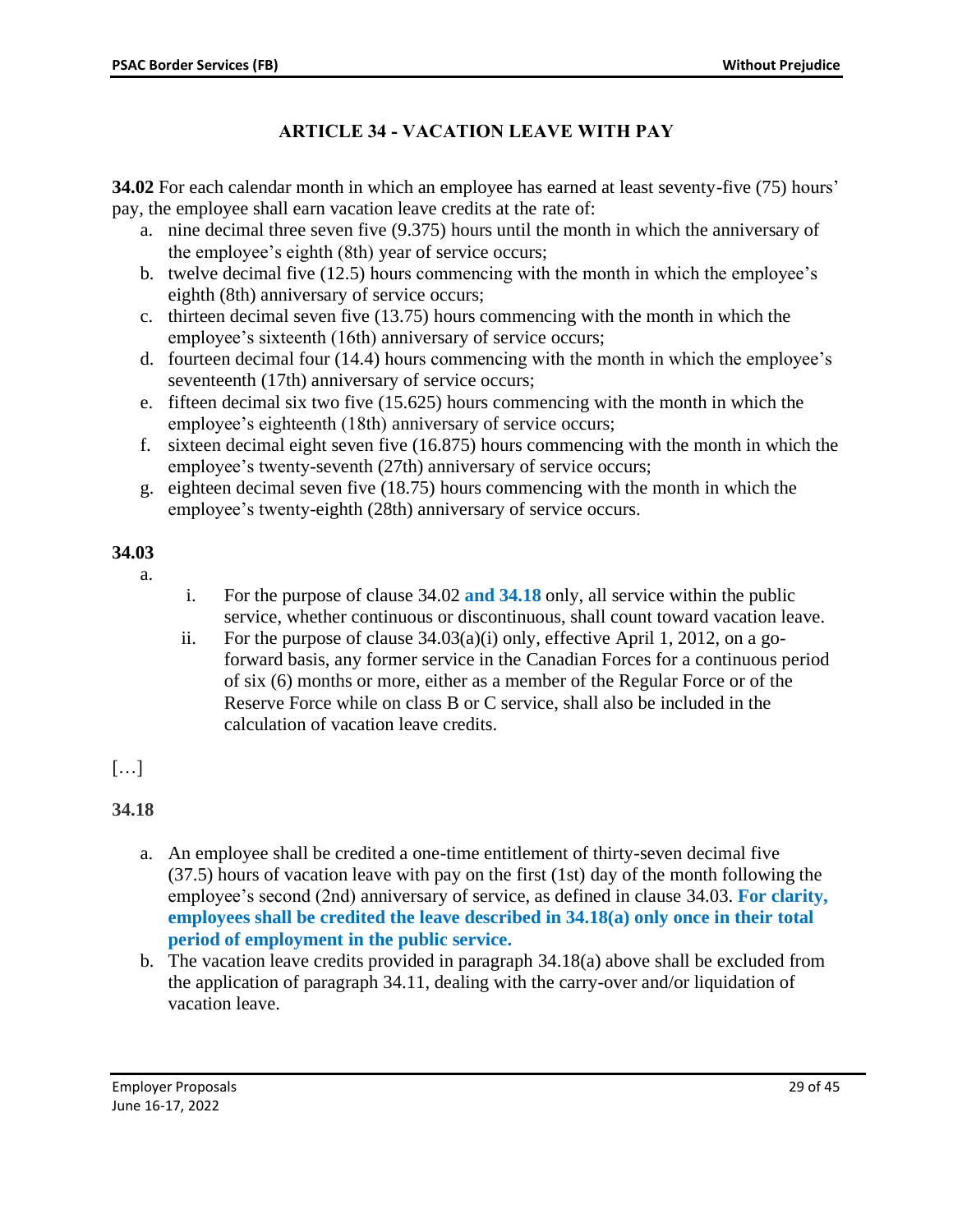# ARTICLE 34 - VACATION LEAVE WITH PAY

**34.02** For each calendar month in which an employee has earned at least seventy-five (75) hours' pay, the employee shall earn vacation leave credits at the rate of:

a. nine decimal three seven five (9.375) hours until the month in which the anniversary of the employee's eighth (8th) year of service occurs;
b. twelve decimal five (12.5) hours commencing with the month in which the employee's eighth (8th) anniversary of service occurs;
c. thirteen decimal seven five (13.75) hours commencing with the month in which the employee's sixteenth (16th) anniversary of service occurs;
d. fourteen decimal four (14.4) hours commencing with the month in which the employee's seventeenth (17th) anniversary of service occurs;
e. fifteen decimal six two five (15.625) hours commencing with the month in which the employee's eighteenth (18th) anniversary of service occurs;
f. sixteen decimal eight seven five (16.875) hours commencing with the month in which the employee's twenty-seventh (27th) anniversary of service occurs;
g. eighteen decimal seven five (18.75) hours commencing with the month in which the employee's twenty-eighth (28th) anniversary of service occurs.

**34.03**

a.

i. For the purpose of clause 34.02 **and 34.18** only, all service within the public service, whether continuous or discontinuous, shall count toward vacation leave.

ii. For the purpose of clause 34.03(a)(i) only, effective April 1, 2012, on a go-forward basis, any former service in the Canadian Forces for a continuous period of six (6) months or more, either as a member of the Regular Force or of the Reserve Force while on class B or C service, shall also be included in the calculation of vacation leave credits.

[…]

**34.18**

a. An employee shall be credited a one-time entitlement of thirty-seven decimal five (37.5) hours of vacation leave with pay on the first (1st) day of the month following the employee's second (2nd) anniversary of service, as defined in clause 34.03. **For clarity, employees shall be credited the leave described in 34.18(a) only once in their total period of employment in the public service.**
b. The vacation leave credits provided in paragraph 34.18(a) above shall be excluded from the application of paragraph 34.11, dealing with the carry-over and/or liquidation of vacation leave.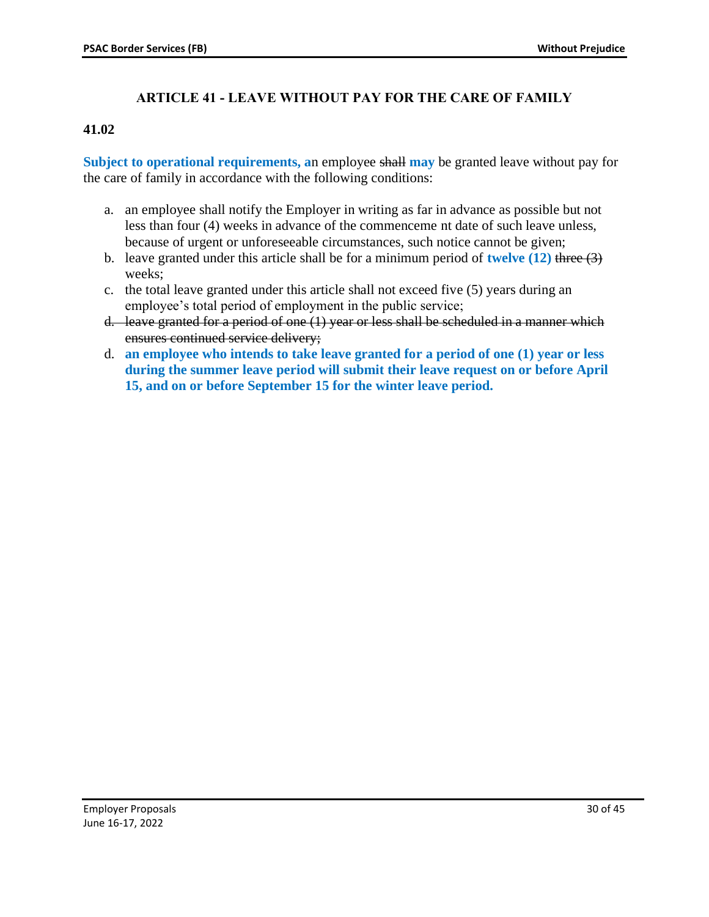## ARTICLE 41 - LEAVE WITHOUT PAY FOR THE CARE OF FAMILY

**41.02**

**Subject to operational requirements, a**n employee ~~shall~~ **may** be granted leave without pay for the care of family in accordance with the following conditions:

a. an employee shall notify the Employer in writing as far in advance as possible but not less than four (4) weeks in advance of the commenceme nt date of such leave unless, because of urgent or unforeseeable circumstances, such notice cannot be given;

b. leave granted under this article shall be for a minimum period of **twelve (12)** ~~three (3)~~ weeks;

c. the total leave granted under this article shall not exceed five (5) years during an employee's total period of employment in the public service;

~~d. leave granted for a period of one (1) year or less shall be scheduled in a manner which ensures continued service delivery;~~

d. **an employee who intends to take leave granted for a period of one (1) year or less during the summer leave period will submit their leave request on or before April 15, and on or before September 15 for the winter leave period.**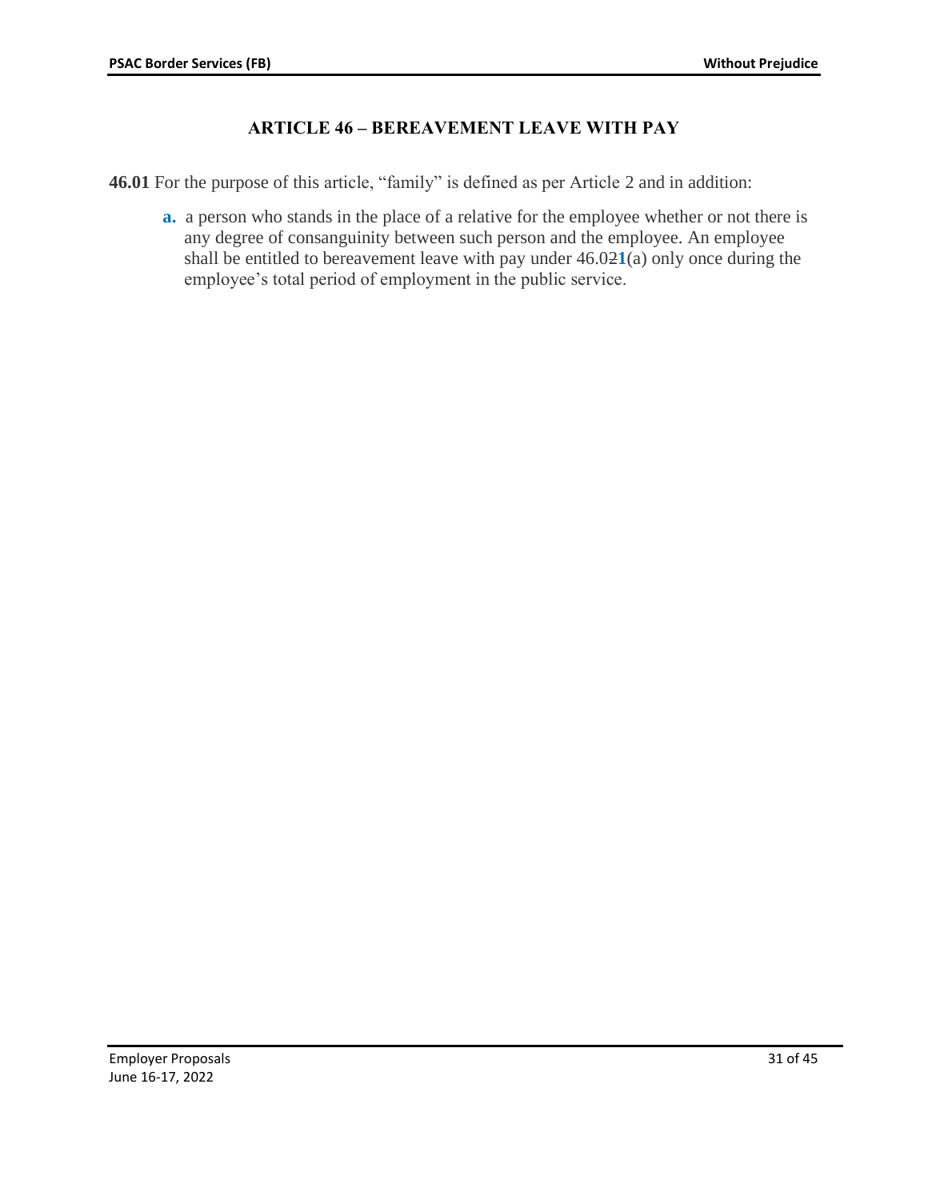## ARTICLE 46 – BEREAVEMENT LEAVE WITH PAY

**46.01** For the purpose of this article, "family" is defined as per Article 2 and in addition:

**a.** a person who stands in the place of a relative for the employee whether or not there is any degree of consanguinity between such person and the employee. An employee shall be entitled to bereavement leave with pay under 46.0~~2~~**1**(a) only once during the employee's total period of employment in the public service.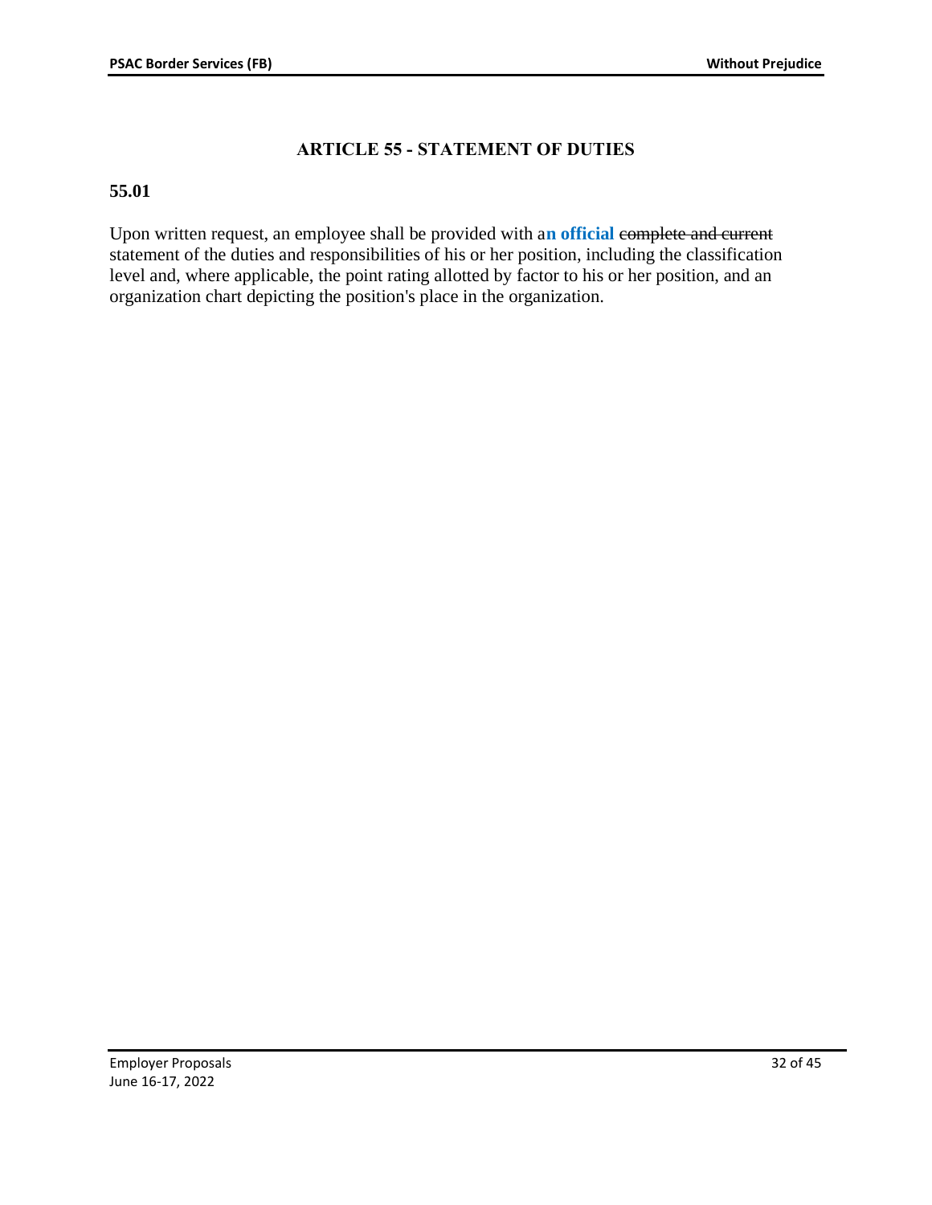## ARTICLE 55 - STATEMENT OF DUTIES

**55.01**

Upon written request, an employee shall be provided with a**n official** ~~complete and current~~ statement of the duties and responsibilities of his or her position, including the classification level and, where applicable, the point rating allotted by factor to his or her position, and an organization chart depicting the position's place in the organization.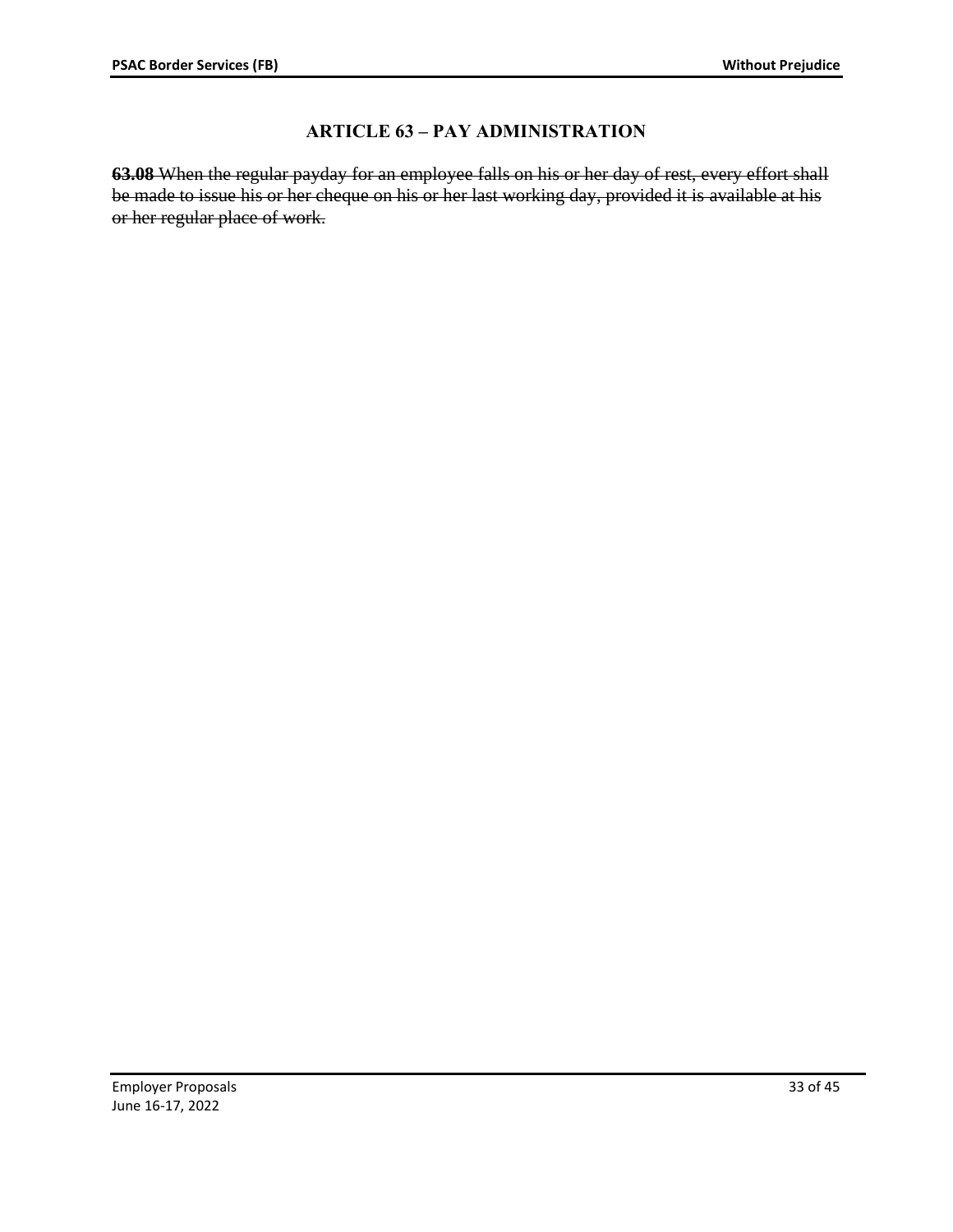## ARTICLE 63 – PAY ADMINISTRATION

~~**63.08** When the regular payday for an employee falls on his or her day of rest, every effort shall be made to issue his or her cheque on his or her last working day, provided it is available at his or her regular place of work.~~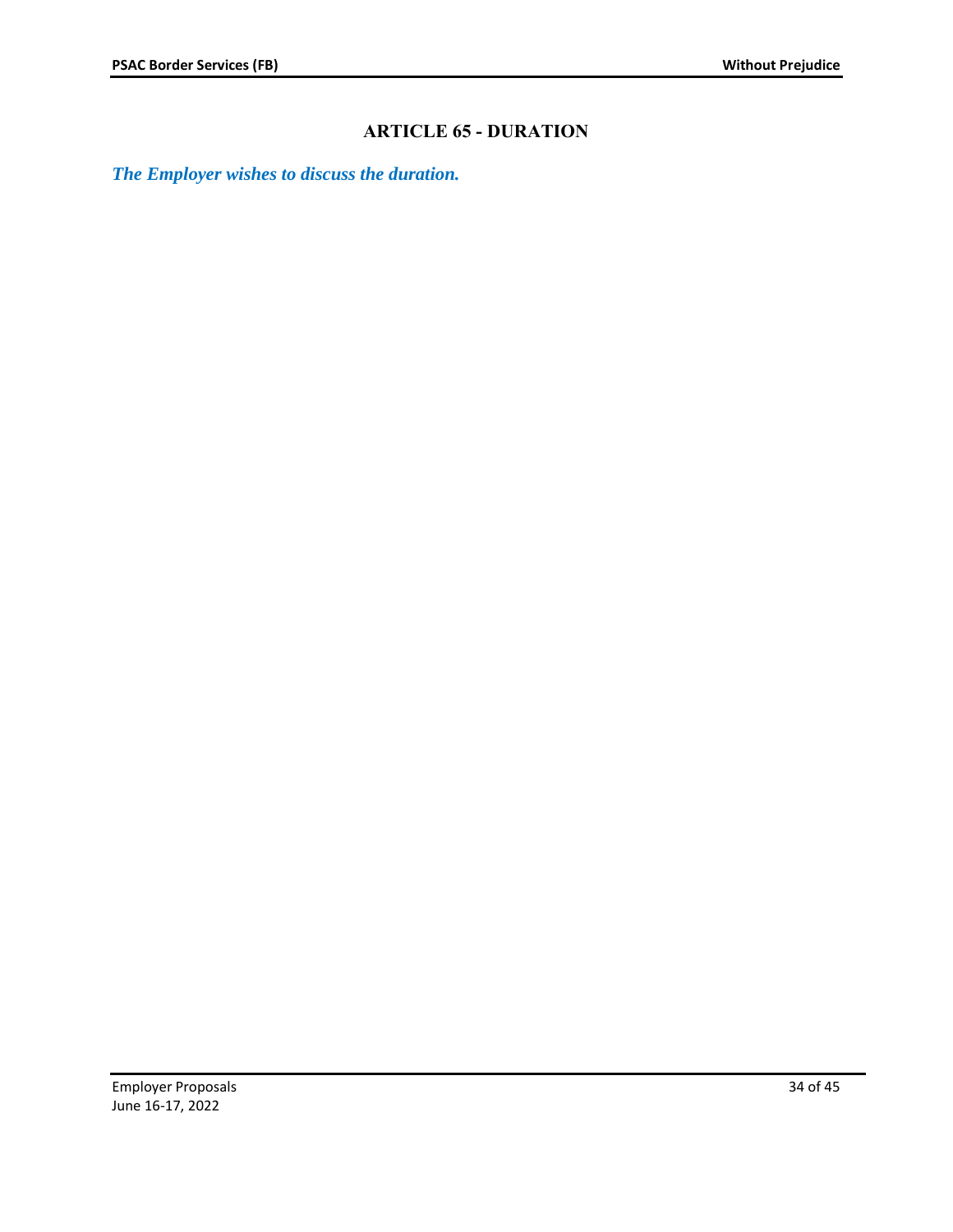# ARTICLE 65 - DURATION

***The Employer wishes to discuss the duration.***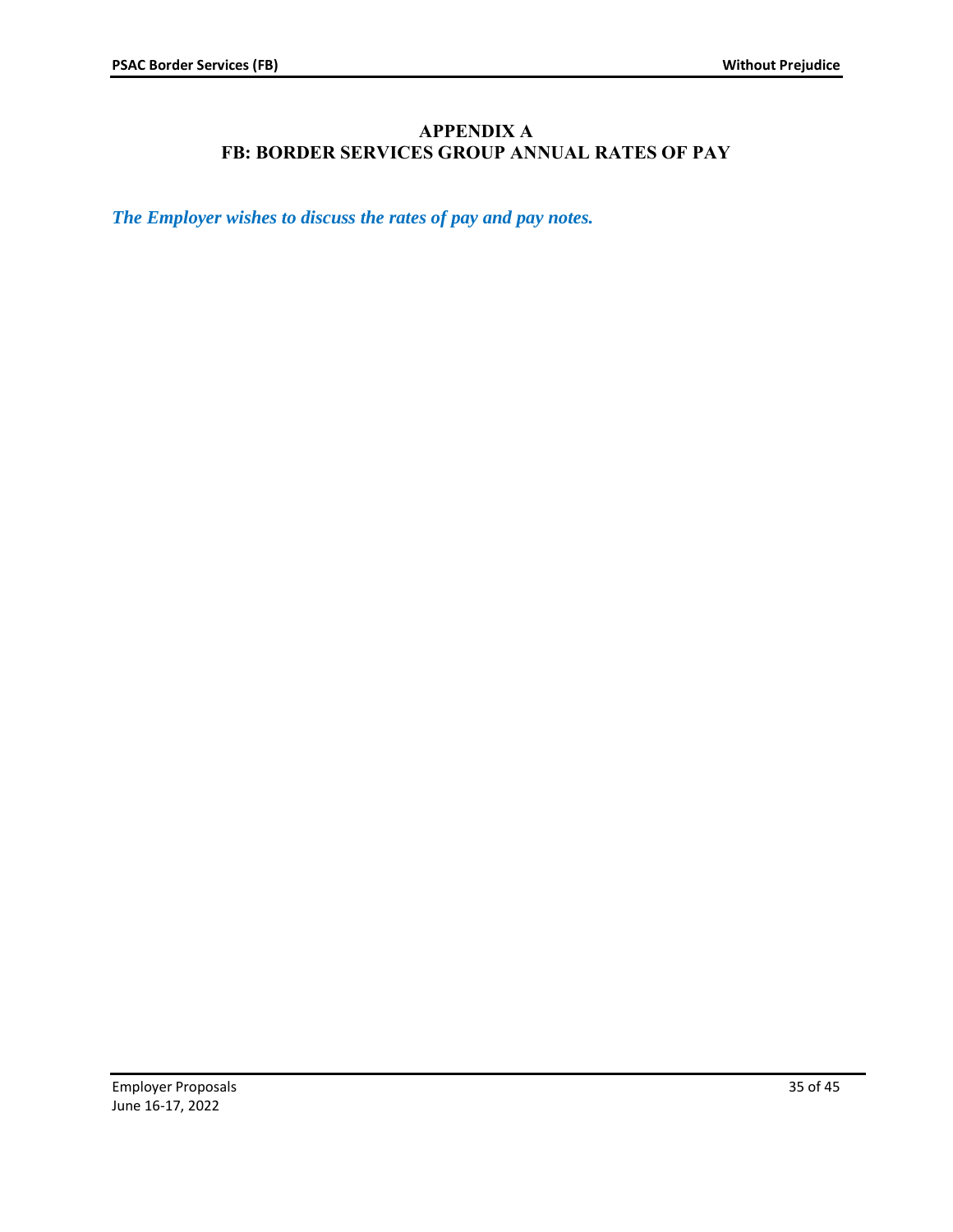# APPENDIX A
# FB: BORDER SERVICES GROUP ANNUAL RATES OF PAY

***The Employer wishes to discuss the rates of pay and pay notes.***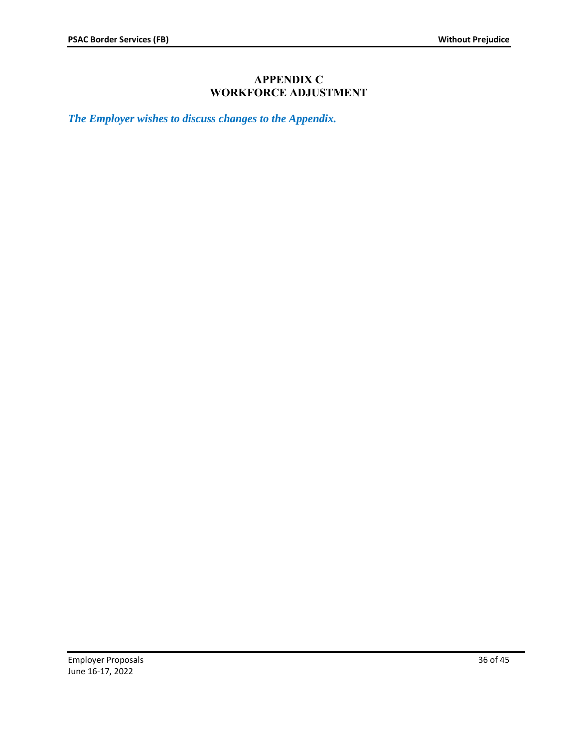## APPENDIX C
## WORKFORCE ADJUSTMENT

***The Employer wishes to discuss changes to the Appendix.***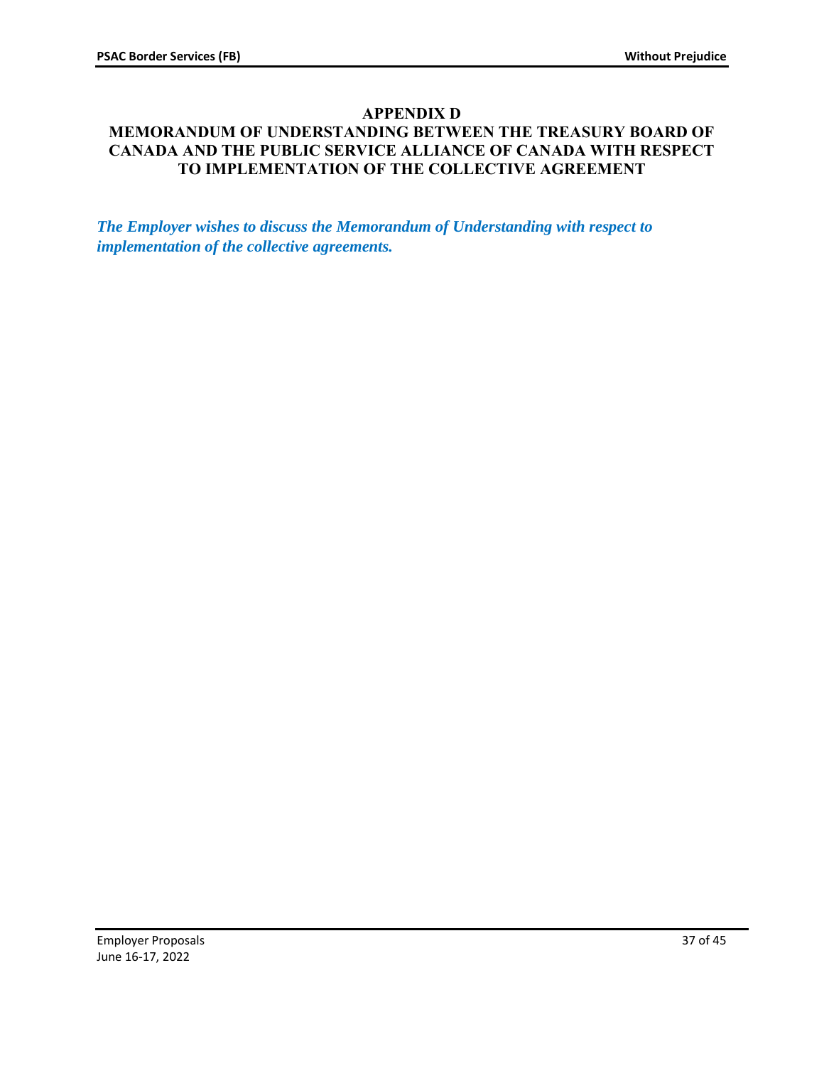# APPENDIX D
## MEMORANDUM OF UNDERSTANDING BETWEEN THE TREASURY BOARD OF CANADA AND THE PUBLIC SERVICE ALLIANCE OF CANADA WITH RESPECT TO IMPLEMENTATION OF THE COLLECTIVE AGREEMENT

***The Employer wishes to discuss the Memorandum of Understanding with respect to implementation of the collective agreements.***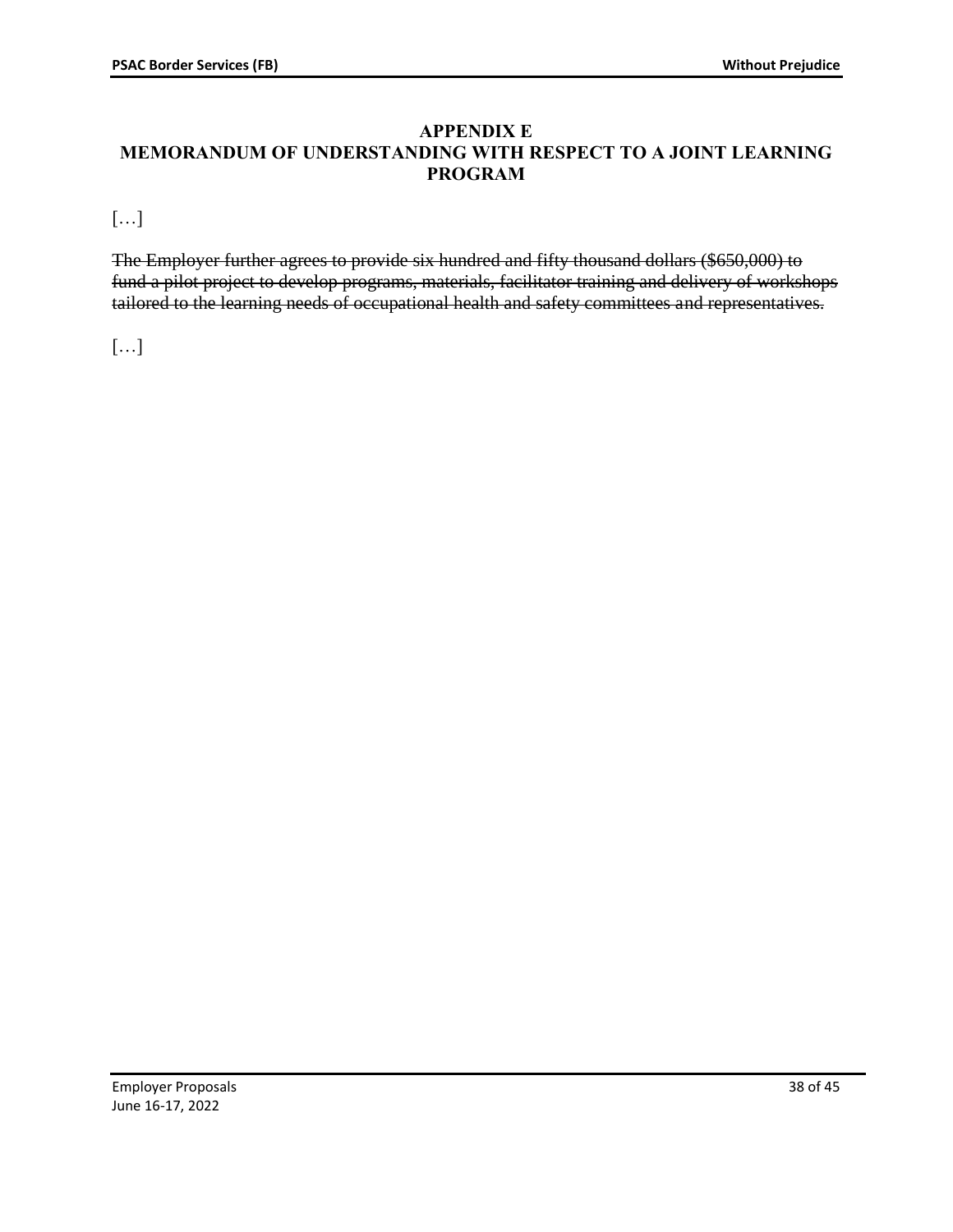## APPENDIX E
## MEMORANDUM OF UNDERSTANDING WITH RESPECT TO A JOINT LEARNING PROGRAM

[…]

~~The Employer further agrees to provide six hundred and fifty thousand dollars ($650,000) to fund a pilot project to develop programs, materials, facilitator training and delivery of workshops tailored to the learning needs of occupational health and safety committees and representatives.~~

[…]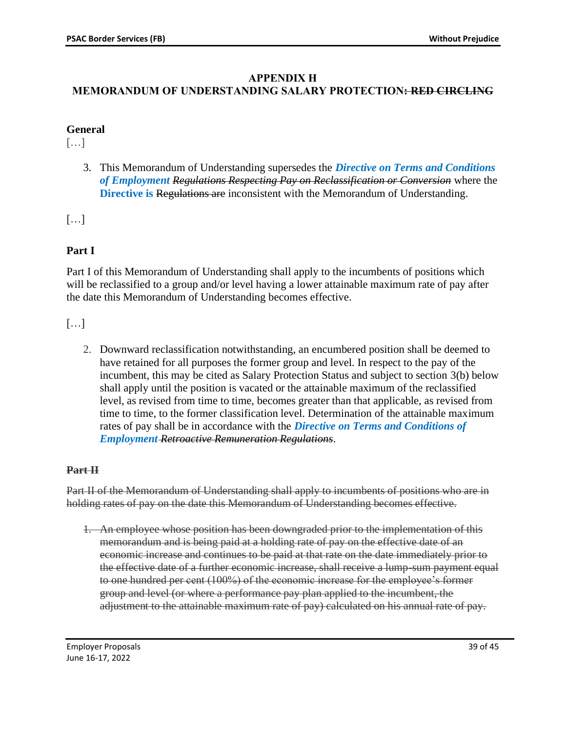# APPENDIX H
## MEMORANDUM OF UNDERSTANDING SALARY PROTECTION~~: RED CIRCLING~~

### General

[…]

3. This Memorandum of Understanding supersedes the ***Directive on Terms and Conditions of Employment*** ~~*Regulations Respecting Pay on Reclassification or Conversion*~~ where the **Directive is** ~~Regulations are~~ inconsistent with the Memorandum of Understanding.

[…]

### Part I

Part I of this Memorandum of Understanding shall apply to the incumbents of positions which will be reclassified to a group and/or level having a lower attainable maximum rate of pay after the date this Memorandum of Understanding becomes effective.

[…]

2. Downward reclassification notwithstanding, an encumbered position shall be deemed to have retained for all purposes the former group and level. In respect to the pay of the incumbent, this may be cited as Salary Protection Status and subject to section 3(b) below shall apply until the position is vacated or the attainable maximum of the reclassified level, as revised from time to time, becomes greater than that applicable, as revised from time to time, to the former classification level. Determination of the attainable maximum rates of pay shall be in accordance with the ***Directive on Terms and Conditions of Employment*** ~~*Retroactive Remuneration Regulations*~~.

### ~~Part II~~

~~Part II of the Memorandum of Understanding shall apply to incumbents of positions who are in holding rates of pay on the date this Memorandum of Understanding becomes effective.~~

1. ~~An employee whose position has been downgraded prior to the implementation of this memorandum and is being paid at a holding rate of pay on the effective date of an economic increase and continues to be paid at that rate on the date immediately prior to the effective date of a further economic increase, shall receive a lump-sum payment equal to one hundred per cent (100%) of the economic increase for the employee's former group and level (or where a performance pay plan applied to the incumbent, the adjustment to the attainable maximum rate of pay) calculated on his annual rate of pay.~~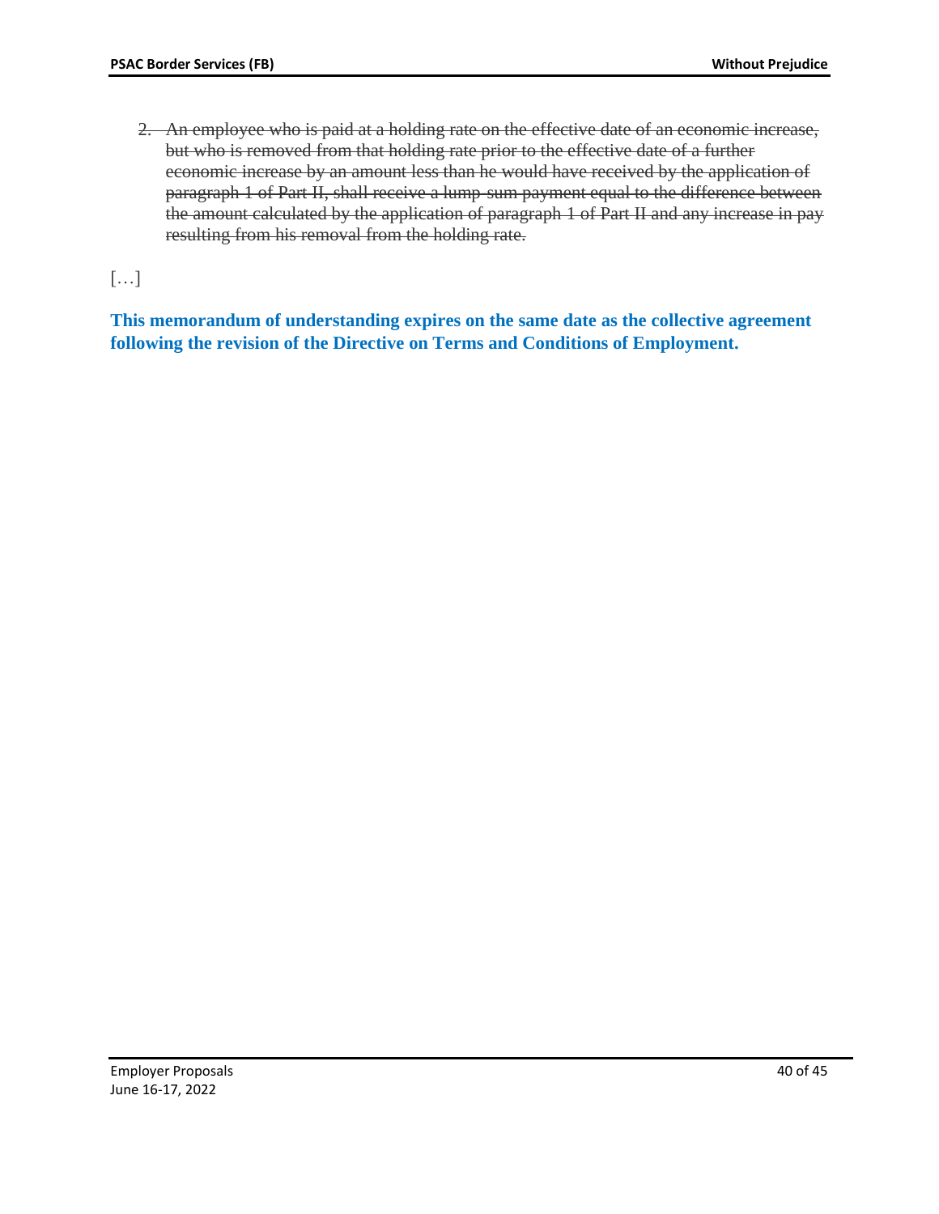2. ~~An employee who is paid at a holding rate on the effective date of an economic increase, but who is removed from that holding rate prior to the effective date of a further economic increase by an amount less than he would have received by the application of paragraph 1 of Part II, shall receive a lump-sum payment equal to the difference between the amount calculated by the application of paragraph 1 of Part II and any increase in pay resulting from his removal from the holding rate.~~

[…]

**This memorandum of understanding expires on the same date as the collective agreement following the revision of the Directive on Terms and Conditions of Employment.**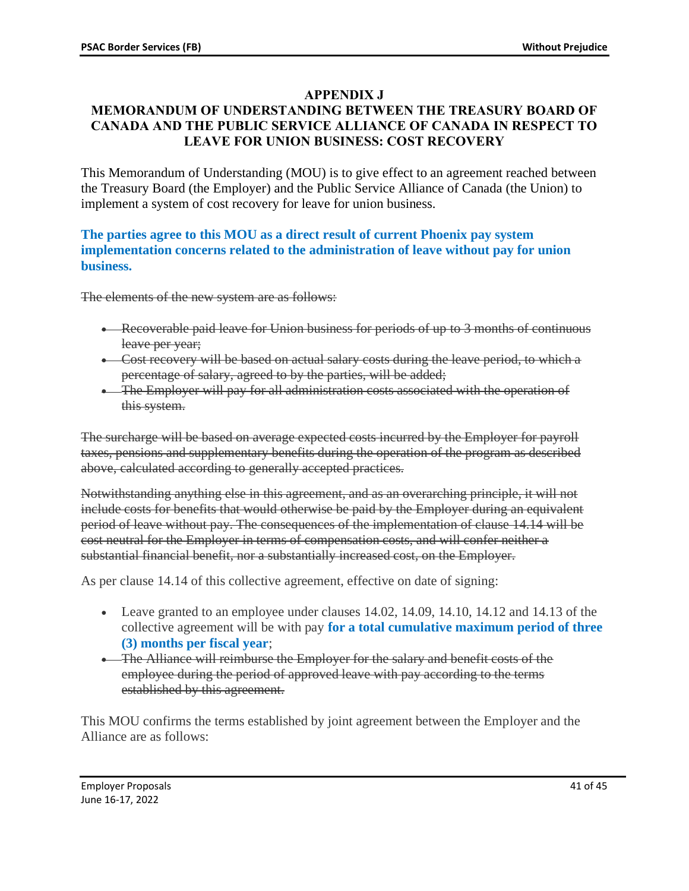**APPENDIX J**

**MEMORANDUM OF UNDERSTANDING BETWEEN THE TREASURY BOARD OF CANADA AND THE PUBLIC SERVICE ALLIANCE OF CANADA IN RESPECT TO LEAVE FOR UNION BUSINESS: COST RECOVERY**

This Memorandum of Understanding (MOU) is to give effect to an agreement reached between the Treasury Board (the Employer) and the Public Service Alliance of Canada (the Union) to implement a system of cost recovery for leave for union business.

**The parties agree to this MOU as a direct result of current Phoenix pay system implementation concerns related to the administration of leave without pay for union business.**

~~The elements of the new system are as follows:~~

- ~~Recoverable paid leave for Union business for periods of up to 3 months of continuous leave per year;~~
- ~~Cost recovery will be based on actual salary costs during the leave period, to which a percentage of salary, agreed to by the parties, will be added;~~
- ~~The Employer will pay for all administration costs associated with the operation of this system.~~

~~The surcharge will be based on average expected costs incurred by the Employer for payroll taxes, pensions and supplementary benefits during the operation of the program as described above, calculated according to generally accepted practices.~~

~~Notwithstanding anything else in this agreement, and as an overarching principle, it will not include costs for benefits that would otherwise be paid by the Employer during an equivalent period of leave without pay. The consequences of the implementation of clause 14.14 will be cost neutral for the Employer in terms of compensation costs, and will confer neither a substantial financial benefit, nor a substantially increased cost, on the Employer.~~

As per clause 14.14 of this collective agreement, effective on date of signing:

- Leave granted to an employee under clauses 14.02, 14.09, 14.10, 14.12 and 14.13 of the collective agreement will be with pay **for a total cumulative maximum period of three (3) months per fiscal year**;
- ~~The Alliance will reimburse the Employer for the salary and benefit costs of the employee during the period of approved leave with pay according to the terms established by this agreement.~~

This MOU confirms the terms established by joint agreement between the Employer and the Alliance are as follows: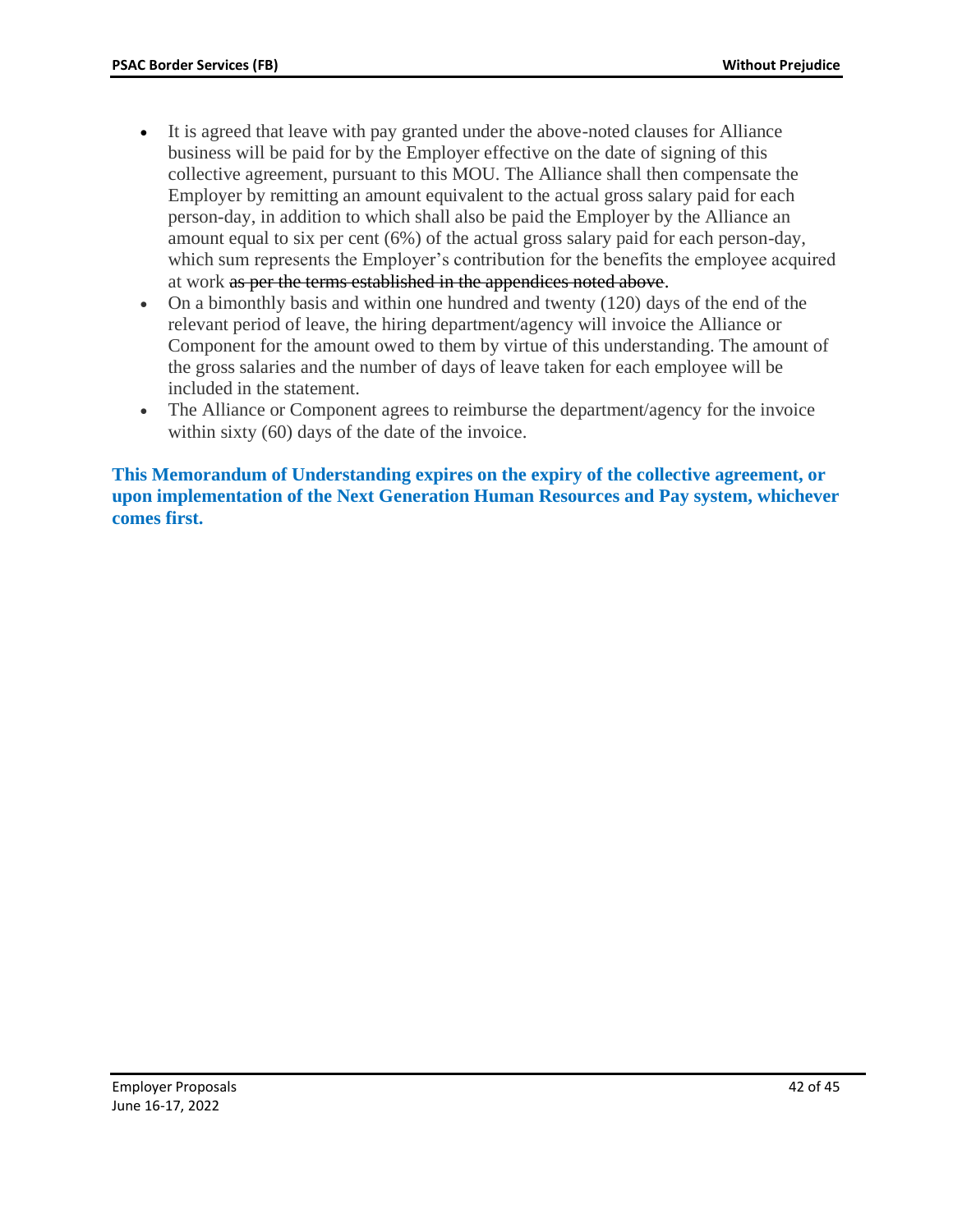- It is agreed that leave with pay granted under the above-noted clauses for Alliance business will be paid for by the Employer effective on the date of signing of this collective agreement, pursuant to this MOU. The Alliance shall then compensate the Employer by remitting an amount equivalent to the actual gross salary paid for each person-day, in addition to which shall also be paid the Employer by the Alliance an amount equal to six per cent (6%) of the actual gross salary paid for each person-day, which sum represents the Employer's contribution for the benefits the employee acquired at work ~~as per the terms established in the appendices noted above~~.
- On a bimonthly basis and within one hundred and twenty (120) days of the end of the relevant period of leave, the hiring department/agency will invoice the Alliance or Component for the amount owed to them by virtue of this understanding. The amount of the gross salaries and the number of days of leave taken for each employee will be included in the statement.
- The Alliance or Component agrees to reimburse the department/agency for the invoice within sixty (60) days of the date of the invoice.

**This Memorandum of Understanding expires on the expiry of the collective agreement, or upon implementation of the Next Generation Human Resources and Pay system, whichever comes first.**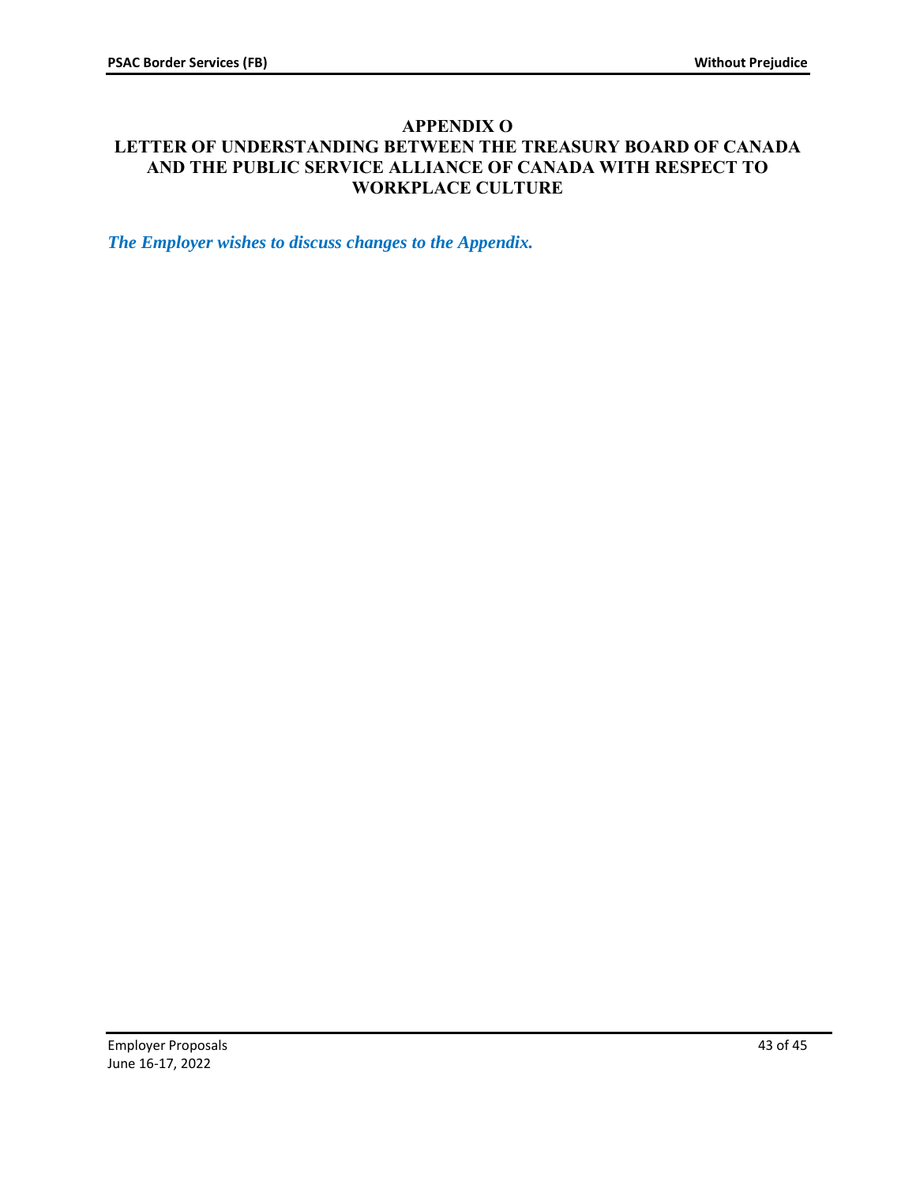## APPENDIX O
## LETTER OF UNDERSTANDING BETWEEN THE TREASURY BOARD OF CANADA AND THE PUBLIC SERVICE ALLIANCE OF CANADA WITH RESPECT TO WORKPLACE CULTURE

***The Employer wishes to discuss changes to the Appendix.***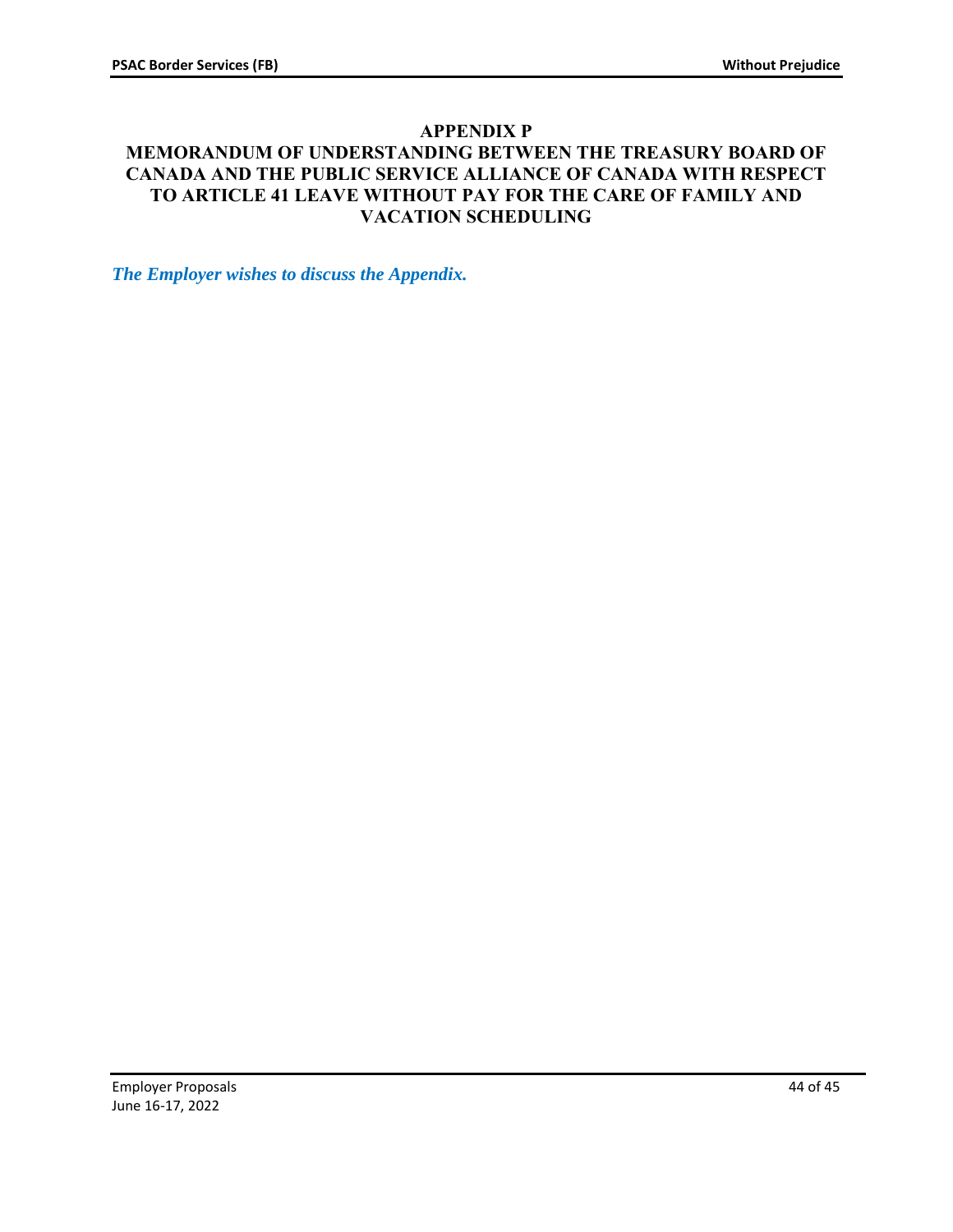## APPENDIX P
## MEMORANDUM OF UNDERSTANDING BETWEEN THE TREASURY BOARD OF CANADA AND THE PUBLIC SERVICE ALLIANCE OF CANADA WITH RESPECT TO ARTICLE 41 LEAVE WITHOUT PAY FOR THE CARE OF FAMILY AND VACATION SCHEDULING

***The Employer wishes to discuss the Appendix.***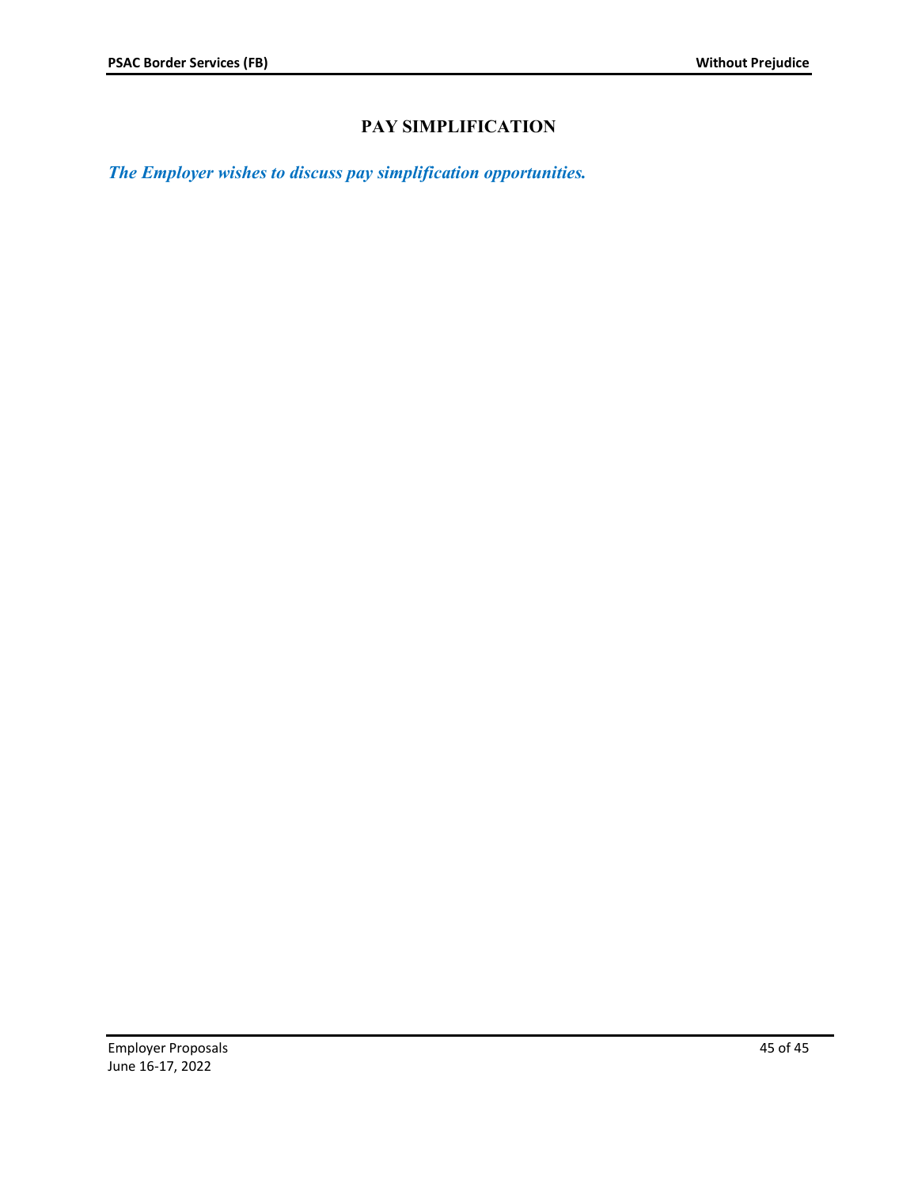## PAY SIMPLIFICATION

***The Employer wishes to discuss pay simplification opportunities.***